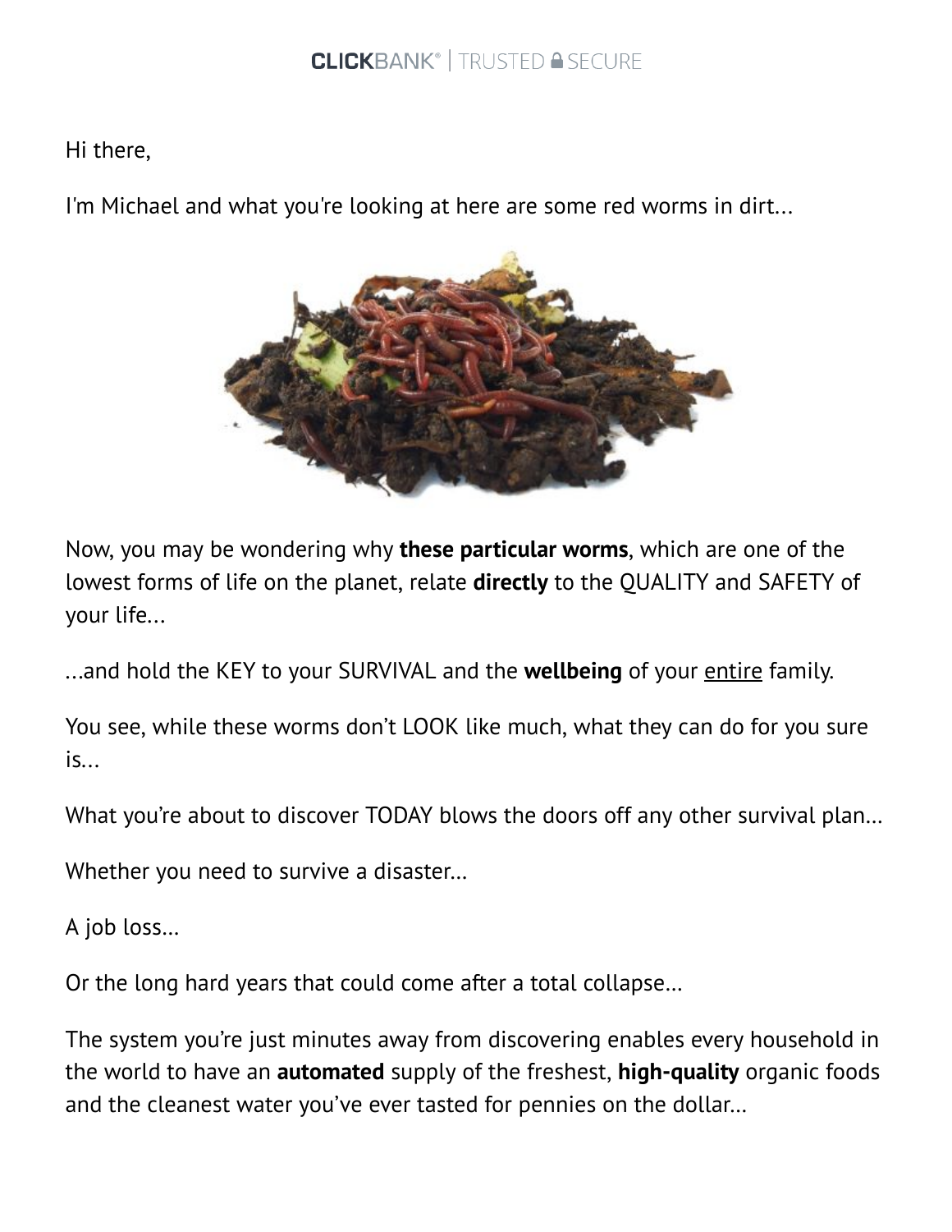Hi there,

I'm Michael and what you're looking at here are some red worms in dirt...

Now, you may be wondering why **these particular worms**, which are one of the lowest forms of life on the planet, relate **directly** to the QUALITY and SAFETY of your life...

...and hold the KEY to your SURVIVAL and the **wellbeing** of your <u>entire</u> family.

You see, while these worms don't LOOK like much, what they can do for you sure is...

What you're about to discover TODAY blows the doors off any other survival plan...

Whether you need to survive a disaster...

A job loss...

Or the long hard years that could come after a total collapse...

The system you're just minutes away from discovering enables every household in the world to have an **automated** supply of the freshest, **high-quality** organic foods and the cleanest water you've ever tasted for pennies on the dollar...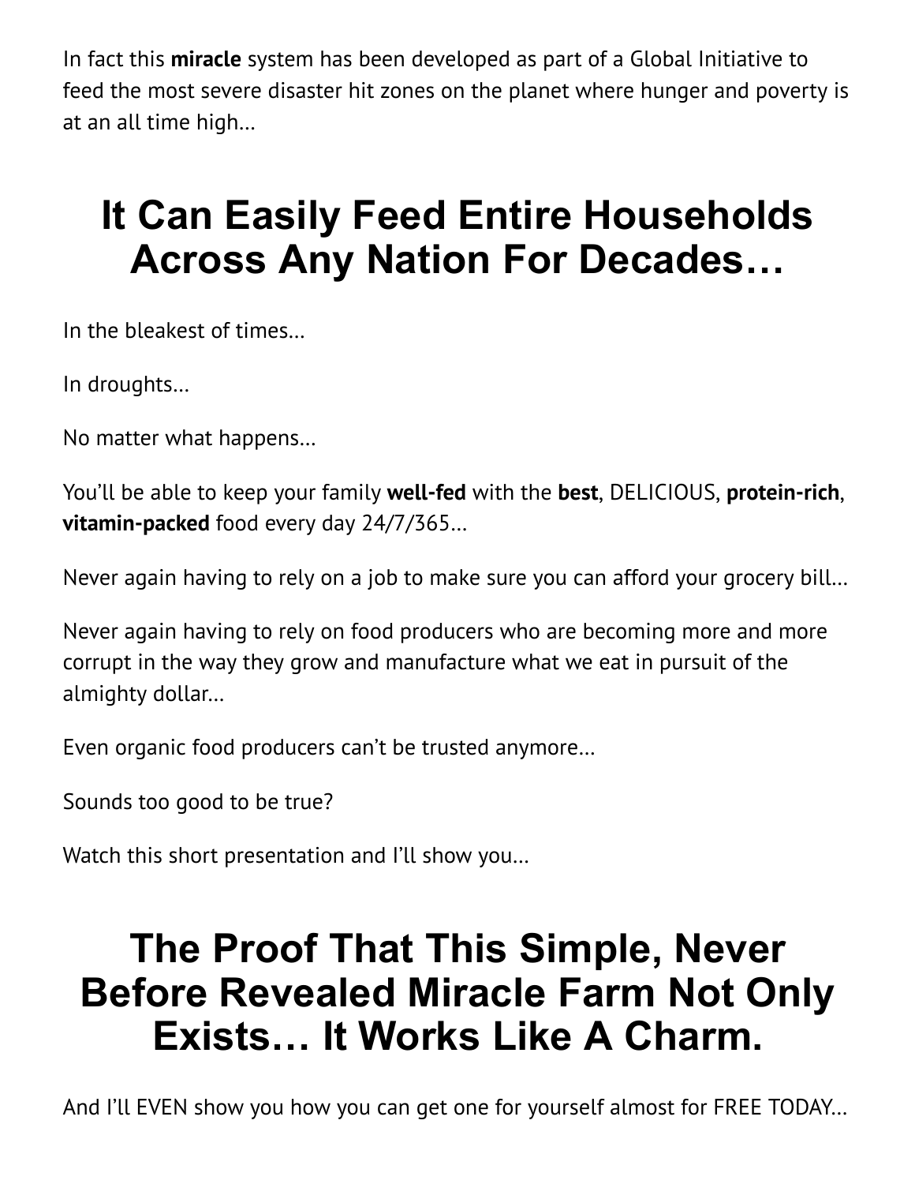In fact this **miracle** system has been developed as part of a Global Initiative to feed the most severe disaster hit zones on the planet where hunger and poverty is at an all time high…

# It Can Easily Feed Entire Households Across Any Nation For Decades…

In the bleakest of times…

In droughts…

No matter what happens…

You'll be able to keep your family **well-fed** with the **best**, DELICIOUS, **protein-rich**, **vitamin-packed** food every day 24/7/365…

Never again having to rely on a job to make sure you can afford your grocery bill…

Never again having to rely on food producers who are becoming more and more corrupt in the way they grow and manufacture what we eat in pursuit of the almighty dollar…

Even organic food producers can't be trusted anymore…

Sounds too good to be true?

Watch this short presentation and I'll show you…

# The Proof That This Simple, Never Before Revealed Miracle Farm Not Only Exists… It Works Like A Charm.

And I'll EVEN show you how you can get one for yourself almost for FREE TODAY…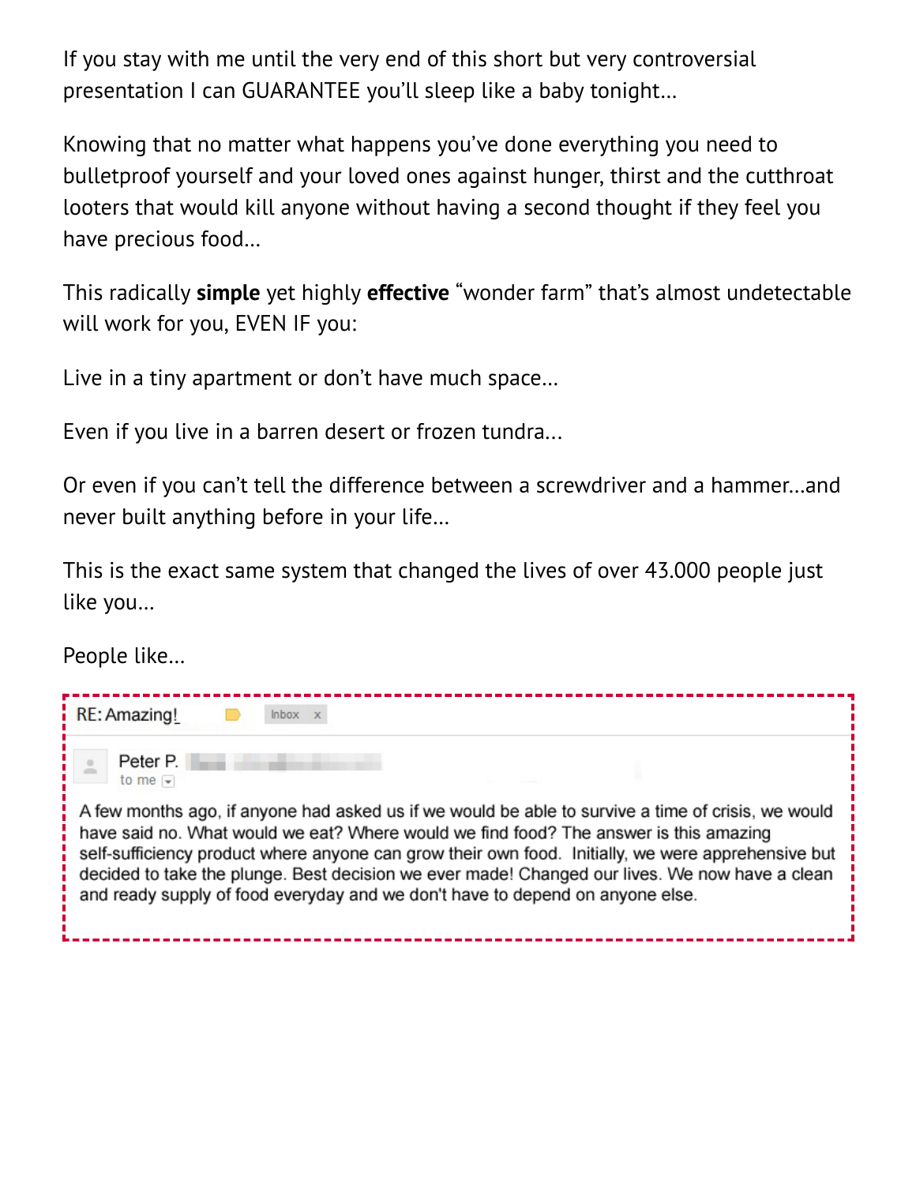If you stay with me until the very end of this short but very controversial presentation I can GUARANTEE you'll sleep like a baby tonight...

Knowing that no matter what happens you've done everything you need to bulletproof yourself and your loved ones against hunger, thirst and the cutthroat looters that would kill anyone without having a second thought if they feel you have precious food...

This radically **simple** yet highly **effective** "wonder farm" that's almost undetectable will work for you, EVEN IF you:

Live in a tiny apartment or don't have much space...

Even if you live in a barren desert or frozen tundra...

Or even if you can't tell the difference between a screwdriver and a hammer...and never built anything before in your life...

This is the exact same system that changed the lives of over 43.000 people just like you...

People like...

RE: Amazing!

Inbox x

Peter P.

to me

A few months ago, if anyone had asked us if we would be able to survive a time of crisis, we would have said no. What would we eat? Where would we find food? The answer is this amazing self-sufficiency product where anyone can grow their own food. Initially, we were apprehensive but decided to take the plunge. Best decision we ever made! Changed our lives. We now have a clean and ready supply of food everyday and we don't have to depend on anyone else.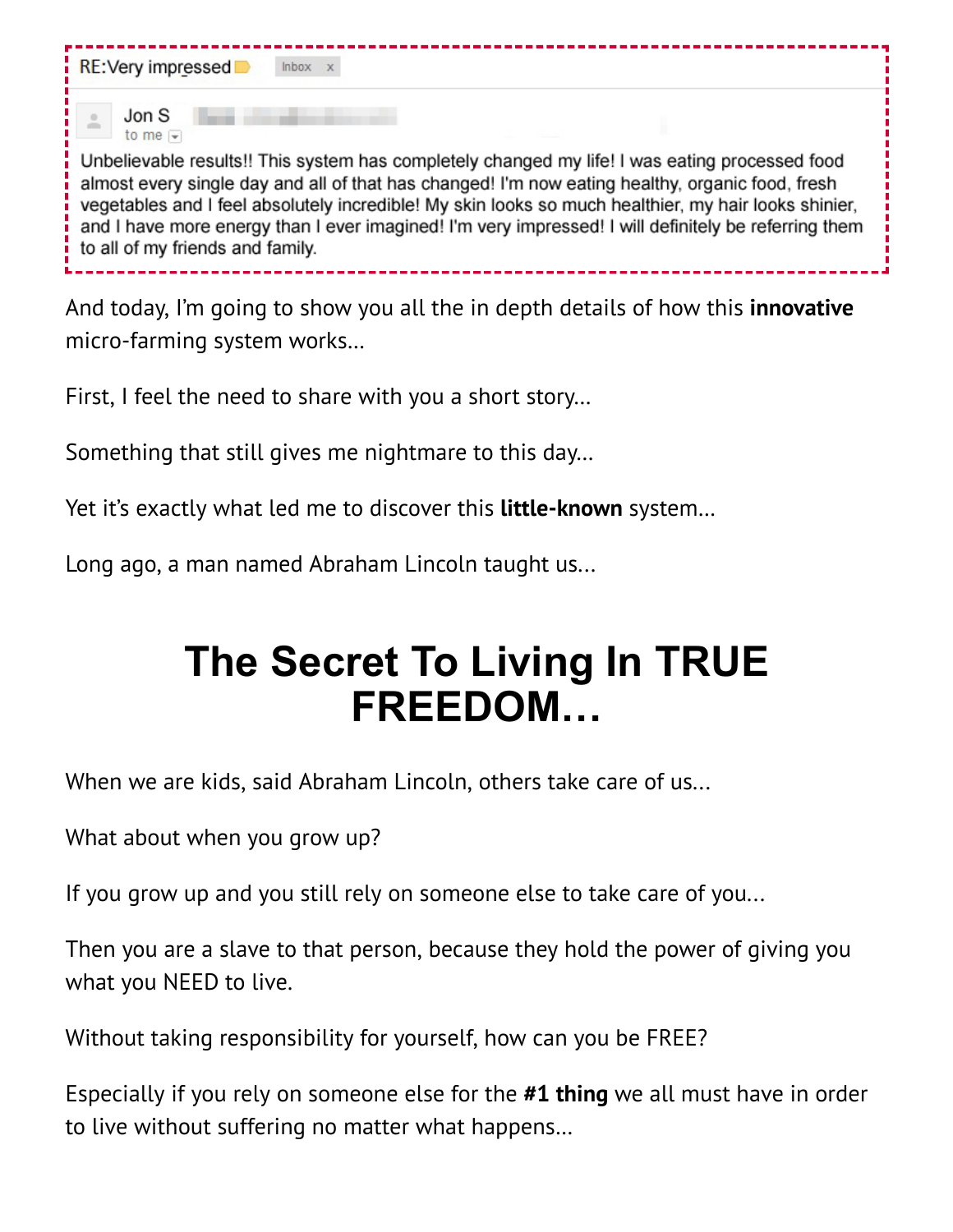RE:Very impressed Inbox x

Jon S
to me

Unbelievable results!! This system has completely changed my life! I was eating processed food almost every single day and all of that has changed! I'm now eating healthy, organic food, fresh vegetables and I feel absolutely incredible! My skin looks so much healthier, my hair looks shinier, and I have more energy than I ever imagined! I'm very impressed! I will definitely be referring them to all of my friends and family.

And today, I'm going to show you all the in depth details of how this **innovative** micro-farming system works...

First, I feel the need to share with you a short story...

Something that still gives me nightmare to this day...

Yet it's exactly what led me to discover this **little-known** system...

Long ago, a man named Abraham Lincoln taught us...

# The Secret To Living In TRUE FREEDOM...

When we are kids, said Abraham Lincoln, others take care of us...

What about when you grow up?

If you grow up and you still rely on someone else to take care of you...

Then you are a slave to that person, because they hold the power of giving you what you NEED to live.

Without taking responsibility for yourself, how can you be FREE?

Especially if you rely on someone else for the **#1 thing** we all must have in order to live without suffering no matter what happens...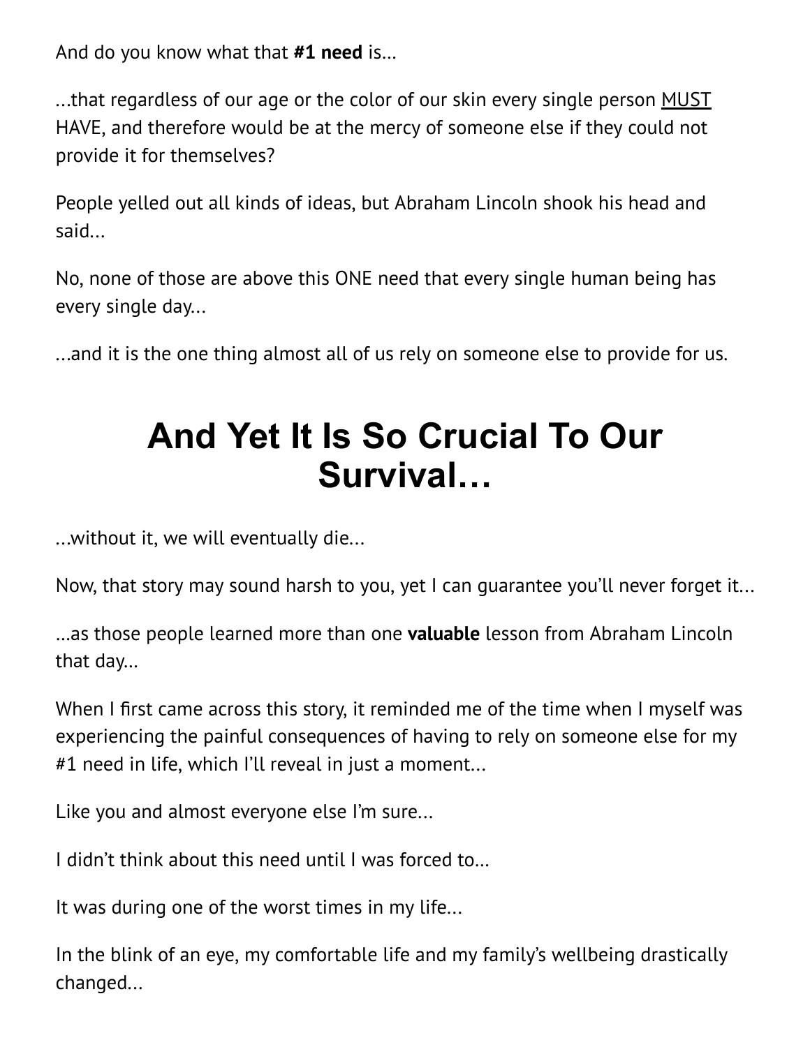And do you know what that **#1 need** is…

…that regardless of our age or the color of our skin every single person <u>MUST</u> HAVE, and therefore would be at the mercy of someone else if they could not provide it for themselves?

People yelled out all kinds of ideas, but Abraham Lincoln shook his head and said…

No, none of those are above this ONE need that every single human being has every single day…

…and it is the one thing almost all of us rely on someone else to provide for us.

# And Yet It Is So Crucial To Our Survival…

…without it, we will eventually die…

Now, that story may sound harsh to you, yet I can guarantee you'll never forget it…

…as those people learned more than one **valuable** lesson from Abraham Lincoln that day…

When I first came across this story, it reminded me of the time when I myself was experiencing the painful consequences of having to rely on someone else for my #1 need in life, which I'll reveal in just a moment…

Like you and almost everyone else I'm sure…

I didn't think about this need until I was forced to…

It was during one of the worst times in my life…

In the blink of an eye, my comfortable life and my family's wellbeing drastically changed…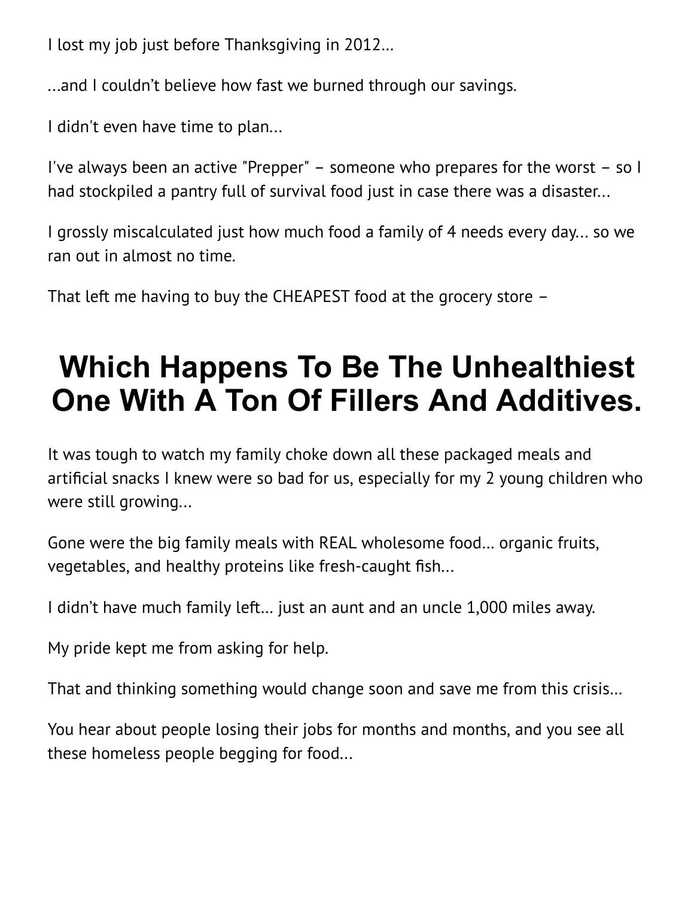I lost my job just before Thanksgiving in 2012...

...and I couldn't believe how fast we burned through our savings.

I didn't even have time to plan...

I've always been an active "Prepper" – someone who prepares for the worst – so I had stockpiled a pantry full of survival food just in case there was a disaster...

I grossly miscalculated just how much food a family of 4 needs every day... so we ran out in almost no time.

That left me having to buy the CHEAPEST food at the grocery store –

# Which Happens To Be The Unhealthiest One With A Ton Of Fillers And Additives.

It was tough to watch my family choke down all these packaged meals and artificial snacks I knew were so bad for us, especially for my 2 young children who were still growing...

Gone were the big family meals with REAL wholesome food... organic fruits, vegetables, and healthy proteins like fresh-caught fish...

I didn't have much family left... just an aunt and an uncle 1,000 miles away.

My pride kept me from asking for help.

That and thinking something would change soon and save me from this crisis...

You hear about people losing their jobs for months and months, and you see all these homeless people begging for food...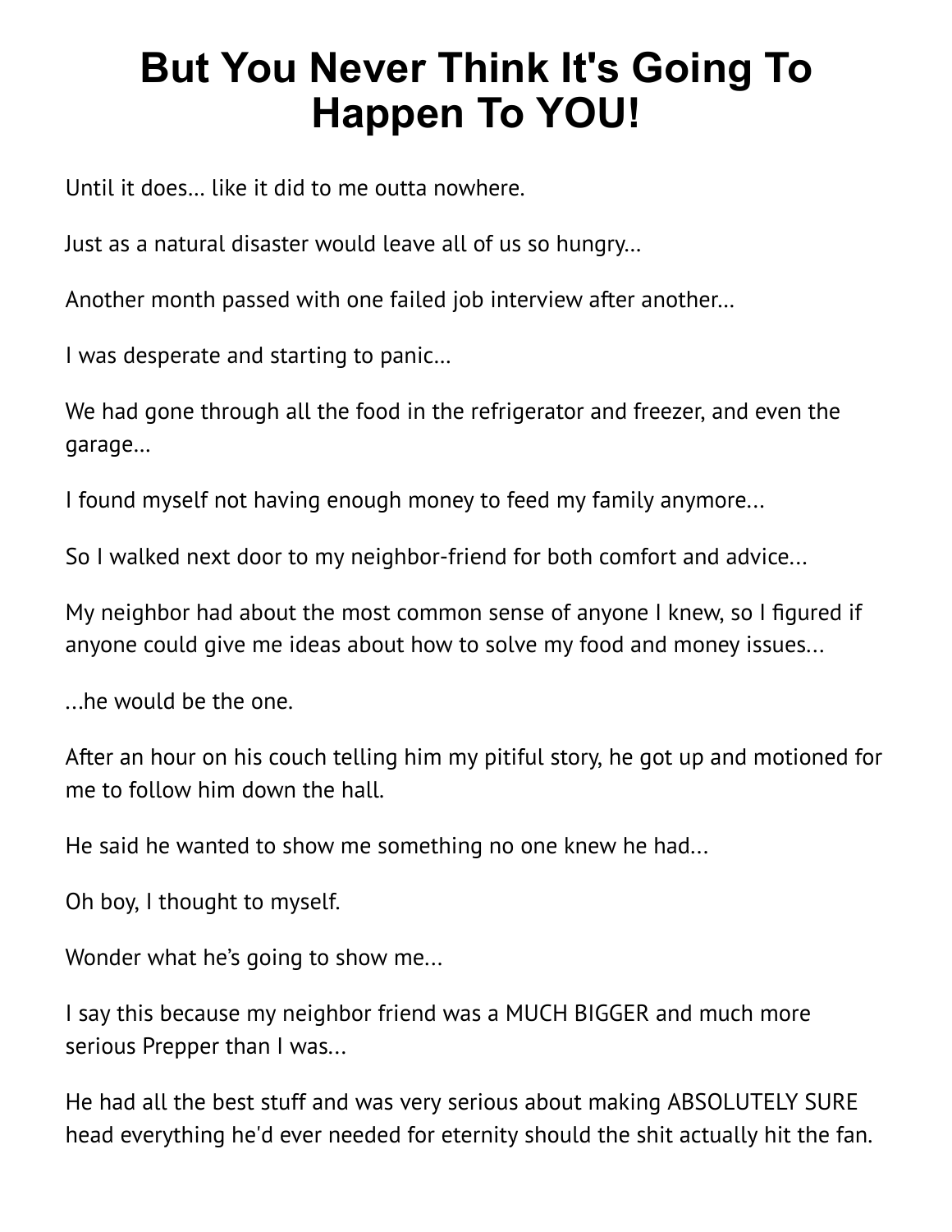# But You Never Think It's Going To Happen To YOU!

Until it does... like it did to me outta nowhere.

Just as a natural disaster would leave all of us so hungry...

Another month passed with one failed job interview after another...

I was desperate and starting to panic...

We had gone through all the food in the refrigerator and freezer, and even the garage...

I found myself not having enough money to feed my family anymore...

So I walked next door to my neighbor-friend for both comfort and advice...

My neighbor had about the most common sense of anyone I knew, so I figured if anyone could give me ideas about how to solve my food and money issues...

...he would be the one.

After an hour on his couch telling him my pitiful story, he got up and motioned for me to follow him down the hall.

He said he wanted to show me something no one knew he had...

Oh boy, I thought to myself.

Wonder what he's going to show me...

I say this because my neighbor friend was a MUCH BIGGER and much more serious Prepper than I was...

He had all the best stuff and was very serious about making ABSOLUTELY SURE head everything he'd ever needed for eternity should the shit actually hit the fan.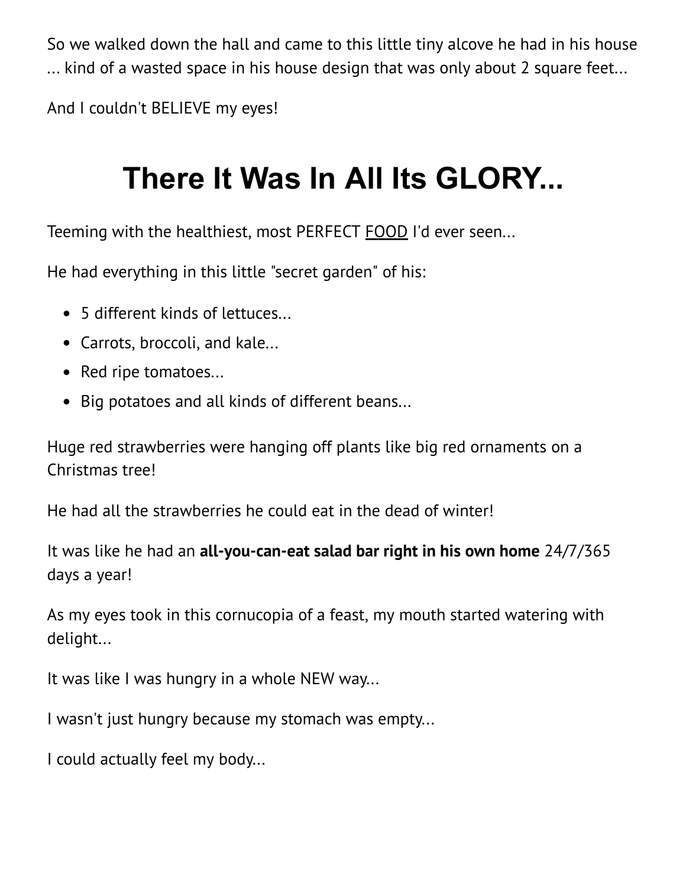So we walked down the hall and came to this little tiny alcove he had in his house ... kind of a wasted space in his house design that was only about 2 square feet...

And I couldn't BELIEVE my eyes!

# There It Was In All Its GLORY...

Teeming with the healthiest, most PERFECT FOOD I'd ever seen...

He had everything in this little "secret garden" of his:

- 5 different kinds of lettuces...
- Carrots, broccoli, and kale...
- Red ripe tomatoes...
- Big potatoes and all kinds of different beans...

Huge red strawberries were hanging off plants like big red ornaments on a Christmas tree!

He had all the strawberries he could eat in the dead of winter!

It was like he had an **all-you-can-eat salad bar right in his own home** 24/7/365 days a year!

As my eyes took in this cornucopia of a feast, my mouth started watering with delight...

It was like I was hungry in a whole NEW way...

I wasn't just hungry because my stomach was empty...

I could actually feel my body...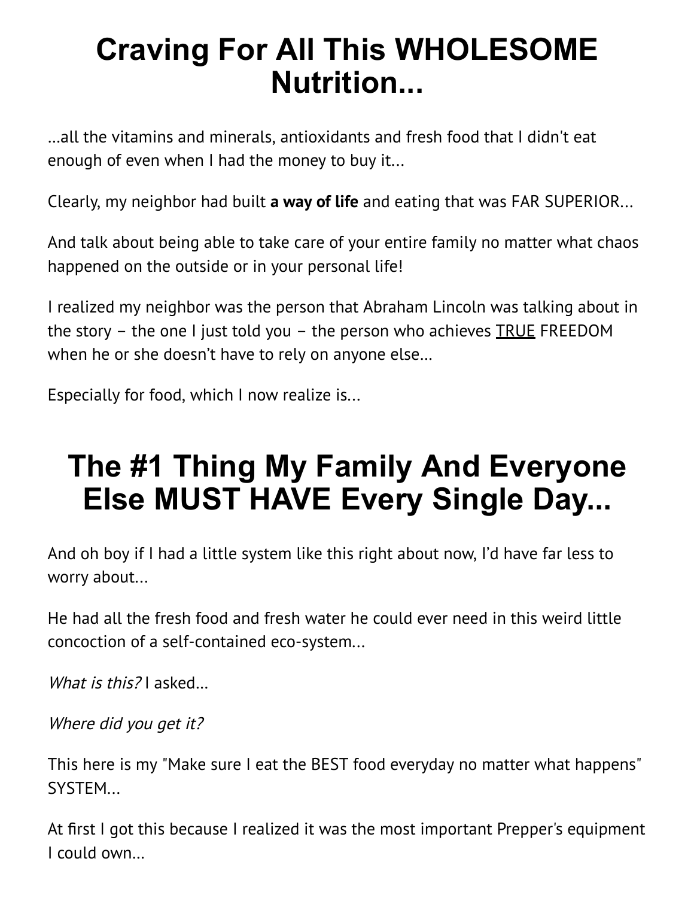# Craving For All This WHOLESOME Nutrition...

...all the vitamins and minerals, antioxidants and fresh food that I didn't eat enough of even when I had the money to buy it...

Clearly, my neighbor had built **a way of life** and eating that was FAR SUPERIOR...

And talk about being able to take care of your entire family no matter what chaos happened on the outside or in your personal life!

I realized my neighbor was the person that Abraham Lincoln was talking about in the story – the one I just told you – the person who achieves <u>TRUE</u> FREEDOM when he or she doesn't have to rely on anyone else...

Especially for food, which I now realize is...

# The #1 Thing My Family And Everyone Else MUST HAVE Every Single Day...

And oh boy if I had a little system like this right about now, I'd have far less to worry about...

He had all the fresh food and fresh water he could ever need in this weird little concoction of a self-contained eco-system...

*What is this?* I asked...

*Where did you get it?*

This here is my "Make sure I eat the BEST food everyday no matter what happens" SYSTEM...

At first I got this because I realized it was the most important Prepper's equipment I could own...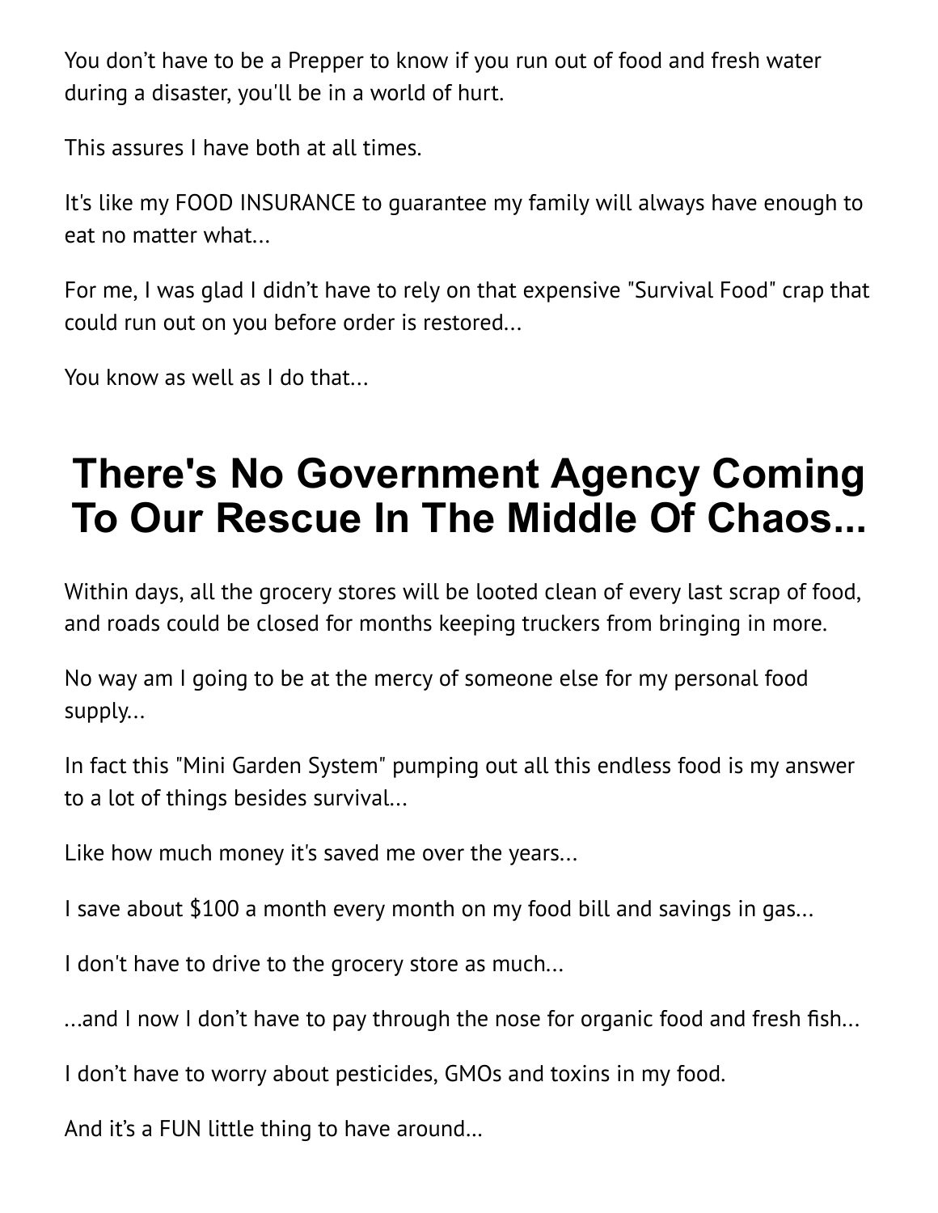You don't have to be a Prepper to know if you run out of food and fresh water during a disaster, you'll be in a world of hurt.

This assures I have both at all times.

It's like my FOOD INSURANCE to guarantee my family will always have enough to eat no matter what...

For me, I was glad I didn't have to rely on that expensive "Survival Food" crap that could run out on you before order is restored...

You know as well as I do that...

# There's No Government Agency Coming To Our Rescue In The Middle Of Chaos...

Within days, all the grocery stores will be looted clean of every last scrap of food, and roads could be closed for months keeping truckers from bringing in more.

No way am I going to be at the mercy of someone else for my personal food supply...

In fact this "Mini Garden System" pumping out all this endless food is my answer to a lot of things besides survival...

Like how much money it's saved me over the years...

I save about $100 a month every month on my food bill and savings in gas...

I don't have to drive to the grocery store as much...

...and I now I don't have to pay through the nose for organic food and fresh fish...

I don't have to worry about pesticides, GMOs and toxins in my food.

And it's a FUN little thing to have around...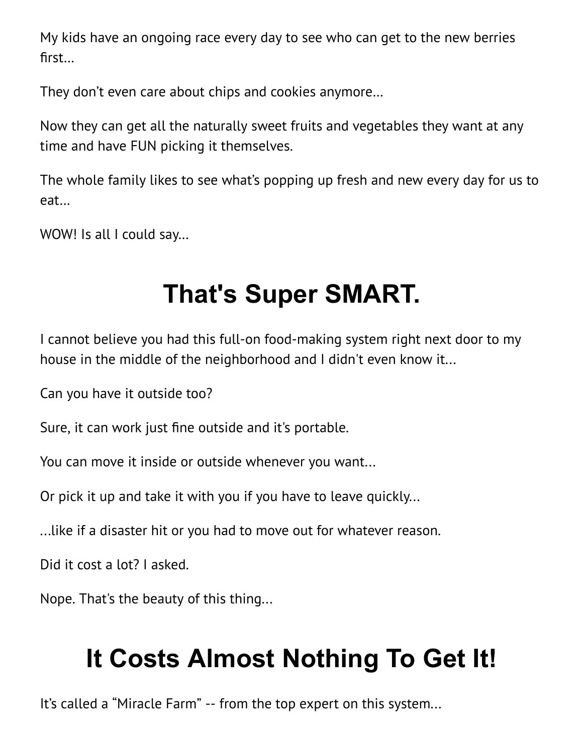My kids have an ongoing race every day to see who can get to the new berries first...

They don't even care about chips and cookies anymore...

Now they can get all the naturally sweet fruits and vegetables they want at any time and have FUN picking it themselves.

The whole family likes to see what's popping up fresh and new every day for us to eat...

WOW! Is all I could say...

## That's Super SMART.

I cannot believe you had this full-on food-making system right next door to my house in the middle of the neighborhood and I didn't even know it...

Can you have it outside too?

Sure, it can work just fine outside and it's portable.

You can move it inside or outside whenever you want...

Or pick it up and take it with you if you have to leave quickly...

...like if a disaster hit or you had to move out for whatever reason.

Did it cost a lot? I asked.

Nope. That's the beauty of this thing...

## It Costs Almost Nothing To Get It!

It's called a "Miracle Farm" -- from the top expert on this system...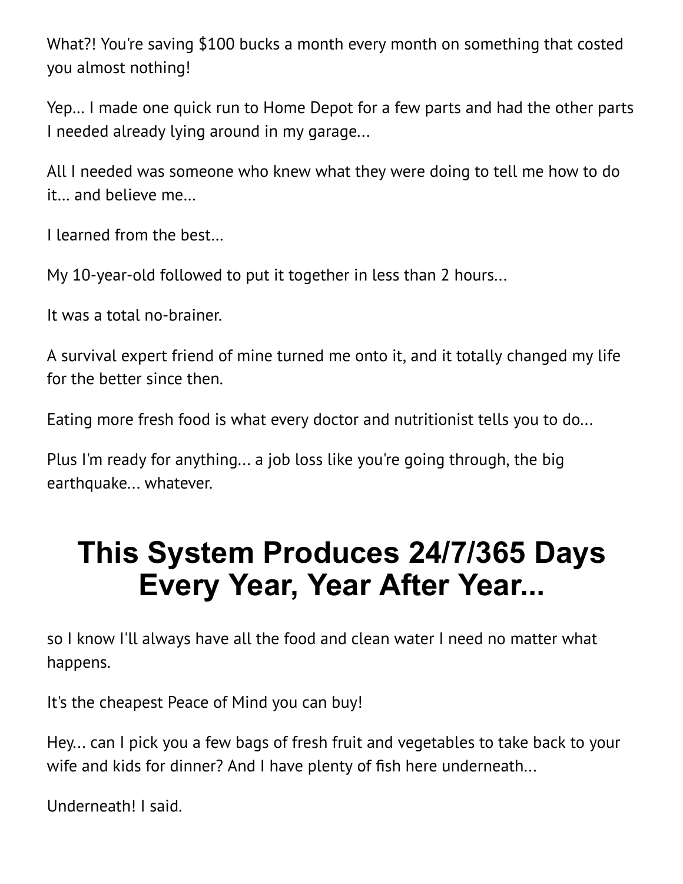What?! You're saving $100 bucks a month every month on something that costed you almost nothing!

Yep... I made one quick run to Home Depot for a few parts and had the other parts I needed already lying around in my garage...

All I needed was someone who knew what they were doing to tell me how to do it... and believe me...

I learned from the best...

My 10-year-old followed to put it together in less than 2 hours...

It was a total no-brainer.

A survival expert friend of mine turned me onto it, and it totally changed my life for the better since then.

Eating more fresh food is what every doctor and nutritionist tells you to do...

Plus I'm ready for anything... a job loss like you're going through, the big earthquake... whatever.

# This System Produces 24/7/365 Days Every Year, Year After Year...

so I know I'll always have all the food and clean water I need no matter what happens.

It's the cheapest Peace of Mind you can buy!

Hey... can I pick you a few bags of fresh fruit and vegetables to take back to your wife and kids for dinner? And I have plenty of fish here underneath...

Underneath! I said.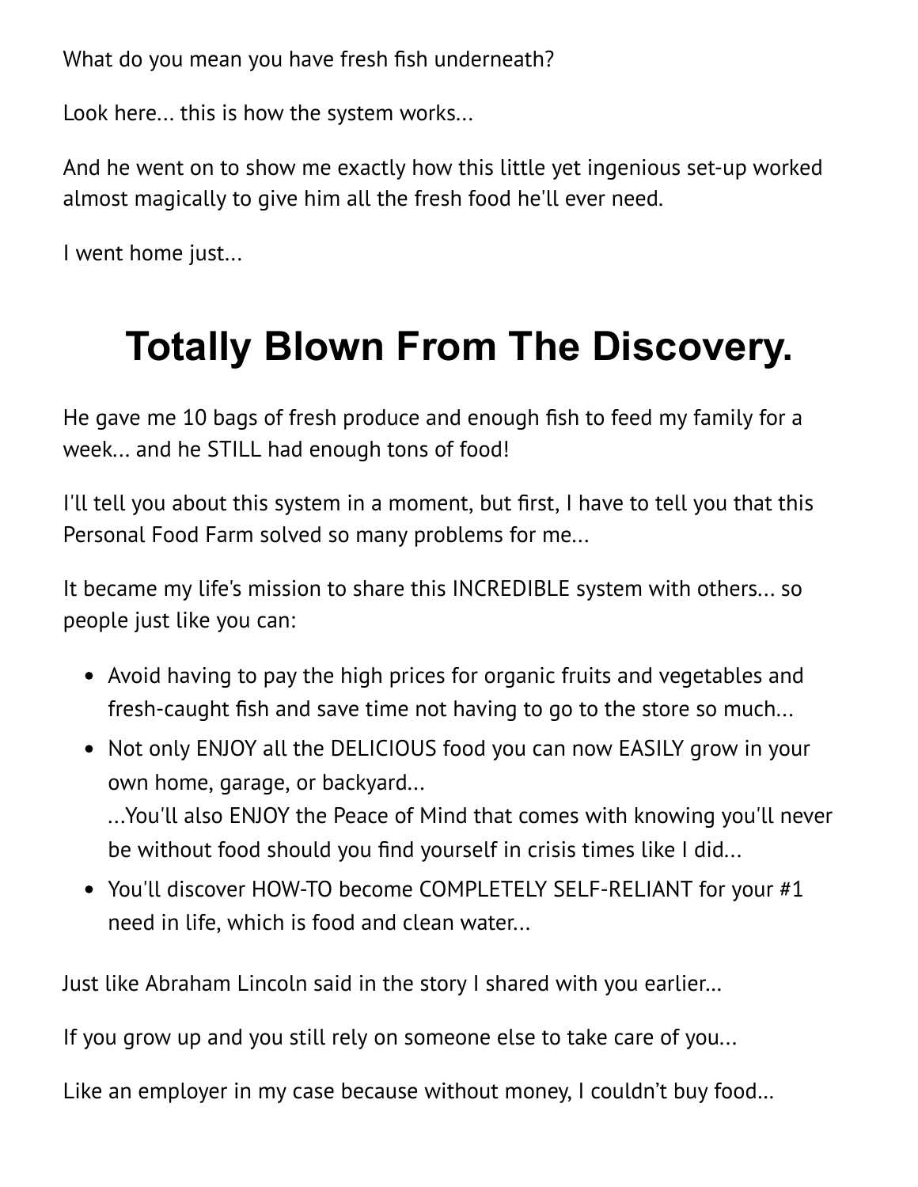What do you mean you have fresh fish underneath?

Look here... this is how the system works...

And he went on to show me exactly how this little yet ingenious set-up worked almost magically to give him all the fresh food he'll ever need.

I went home just...

# Totally Blown From The Discovery.

He gave me 10 bags of fresh produce and enough fish to feed my family for a week... and he STILL had enough tons of food!

I'll tell you about this system in a moment, but first, I have to tell you that this Personal Food Farm solved so many problems for me...

It became my life's mission to share this INCREDIBLE system with others... so people just like you can:

- Avoid having to pay the high prices for organic fruits and vegetables and fresh-caught fish and save time not having to go to the store so much...
- Not only ENJOY all the DELICIOUS food you can now EASILY grow in your own home, garage, or backyard...
  ...You'll also ENJOY the Peace of Mind that comes with knowing you'll never be without food should you find yourself in crisis times like I did...
- You'll discover HOW-TO become COMPLETELY SELF-RELIANT for your #1 need in life, which is food and clean water...

Just like Abraham Lincoln said in the story I shared with you earlier...

If you grow up and you still rely on someone else to take care of you...

Like an employer in my case because without money, I couldn't buy food...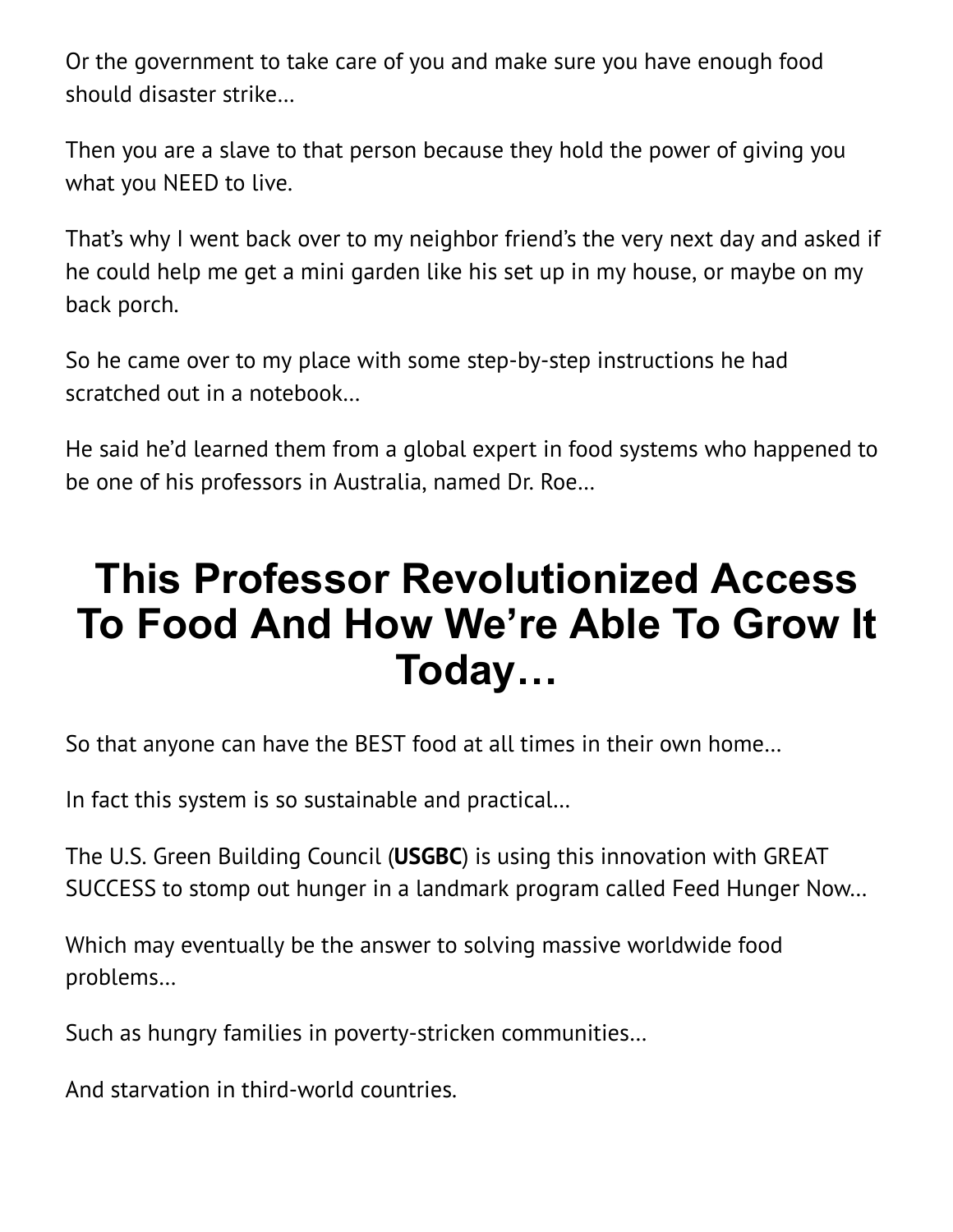Or the government to take care of you and make sure you have enough food should disaster strike…

Then you are a slave to that person because they hold the power of giving you what you NEED to live.

That's why I went back over to my neighbor friend's the very next day and asked if he could help me get a mini garden like his set up in my house, or maybe on my back porch.

So he came over to my place with some step-by-step instructions he had scratched out in a notebook…

He said he'd learned them from a global expert in food systems who happened to be one of his professors in Australia, named Dr. Roe…

# This Professor Revolutionized Access To Food And How We're Able To Grow It Today…

So that anyone can have the BEST food at all times in their own home…

In fact this system is so sustainable and practical…

The U.S. Green Building Council (**USGBC**) is using this innovation with GREAT SUCCESS to stomp out hunger in a landmark program called Feed Hunger Now…

Which may eventually be the answer to solving massive worldwide food problems…

Such as hungry families in poverty-stricken communities…

And starvation in third-world countries.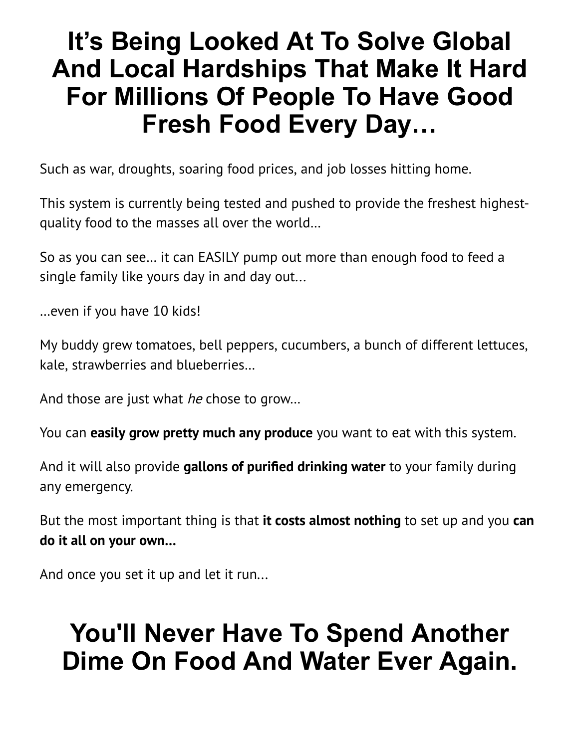# It's Being Looked At To Solve Global And Local Hardships That Make It Hard For Millions Of People To Have Good Fresh Food Every Day…

Such as war, droughts, soaring food prices, and job losses hitting home.

This system is currently being tested and pushed to provide the freshest highest-quality food to the masses all over the world…

So as you can see… it can EASILY pump out more than enough food to feed a single family like yours day in and day out…

…even if you have 10 kids!

My buddy grew tomatoes, bell peppers, cucumbers, a bunch of different lettuces, kale, strawberries and blueberries…

And those are just what *he* chose to grow…

You can **easily grow pretty much any produce** you want to eat with this system.

And it will also provide **gallons of purified drinking water** to your family during any emergency.

But the most important thing is that **it costs almost nothing** to set up and you **can do it all on your own…**

And once you set it up and let it run…

# You'll Never Have To Spend Another Dime On Food And Water Ever Again.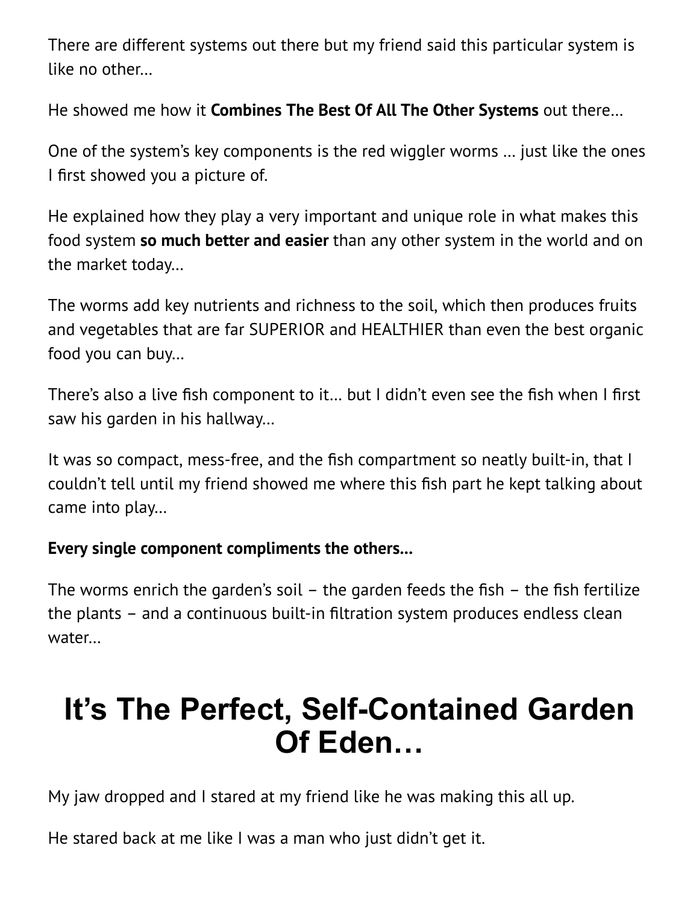There are different systems out there but my friend said this particular system is like no other…

He showed me how it **Combines The Best Of All The Other Systems** out there…

One of the system's key components is the red wiggler worms … just like the ones I first showed you a picture of.

He explained how they play a very important and unique role in what makes this food system **so much better and easier** than any other system in the world and on the market today…

The worms add key nutrients and richness to the soil, which then produces fruits and vegetables that are far SUPERIOR and HEALTHIER than even the best organic food you can buy…

There's also a live fish component to it… but I didn't even see the fish when I first saw his garden in his hallway…

It was so compact, mess-free, and the fish compartment so neatly built-in, that I couldn't tell until my friend showed me where this fish part he kept talking about came into play…

**Every single component compliments the others…**

The worms enrich the garden's soil – the garden feeds the fish – the fish fertilize the plants – and a continuous built-in filtration system produces endless clean water…

# It's The Perfect, Self-Contained Garden Of Eden…

My jaw dropped and I stared at my friend like he was making this all up.

He stared back at me like I was a man who just didn't get it.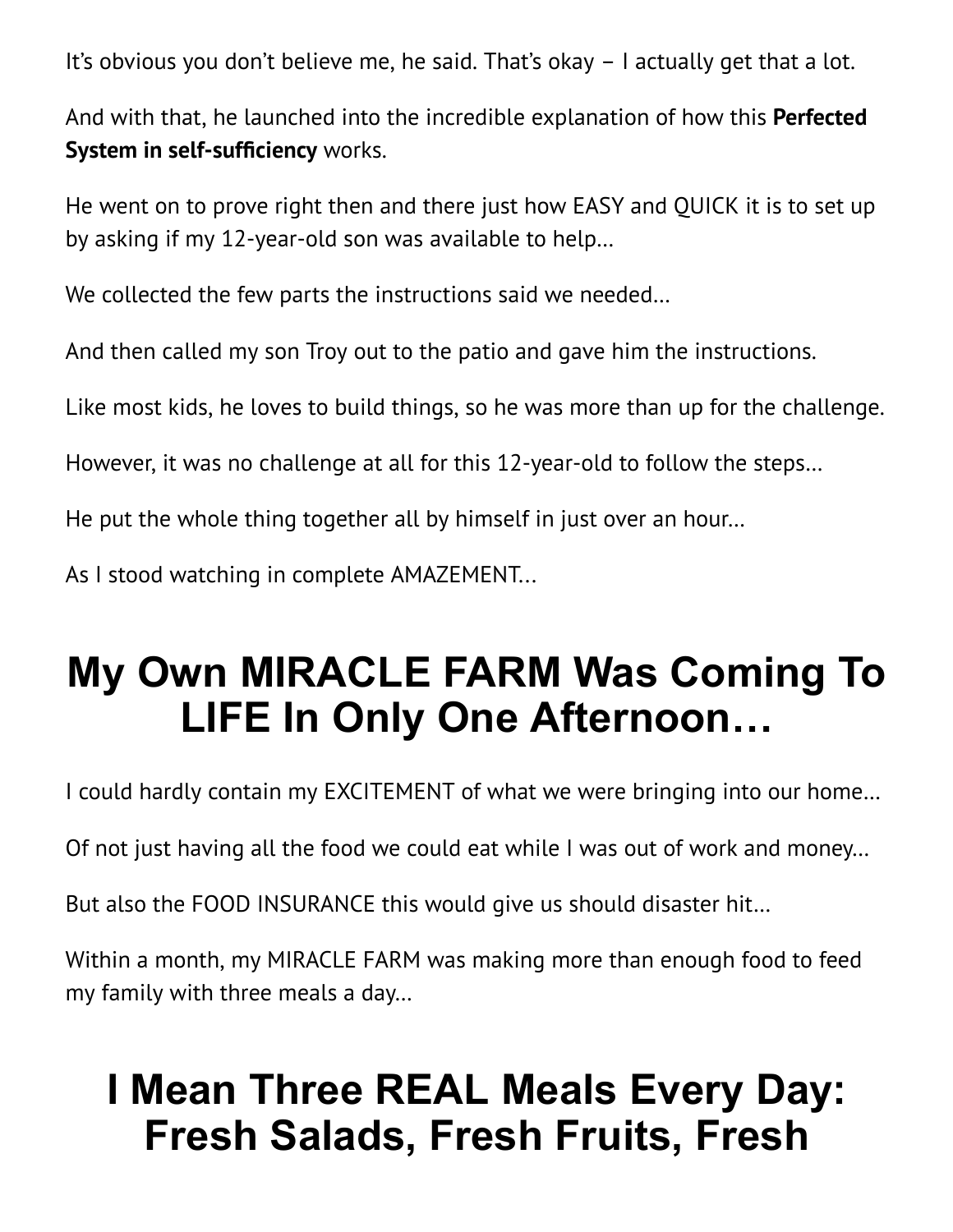It's obvious you don't believe me, he said. That's okay – I actually get that a lot.

And with that, he launched into the incredible explanation of how this **Perfected System in self-sufficiency** works.

He went on to prove right then and there just how EASY and QUICK it is to set up by asking if my 12-year-old son was available to help...

We collected the few parts the instructions said we needed...

And then called my son Troy out to the patio and gave him the instructions.

Like most kids, he loves to build things, so he was more than up for the challenge.

However, it was no challenge at all for this 12-year-old to follow the steps...

He put the whole thing together all by himself in just over an hour...

As I stood watching in complete AMAZEMENT...

## My Own MIRACLE FARM Was Coming To LIFE In Only One Afternoon...

I could hardly contain my EXCITEMENT of what we were bringing into our home...

Of not just having all the food we could eat while I was out of work and money...

But also the FOOD INSURANCE this would give us should disaster hit...

Within a month, my MIRACLE FARM was making more than enough food to feed my family with three meals a day...

## I Mean Three REAL Meals Every Day: Fresh Salads, Fresh Fruits, Fresh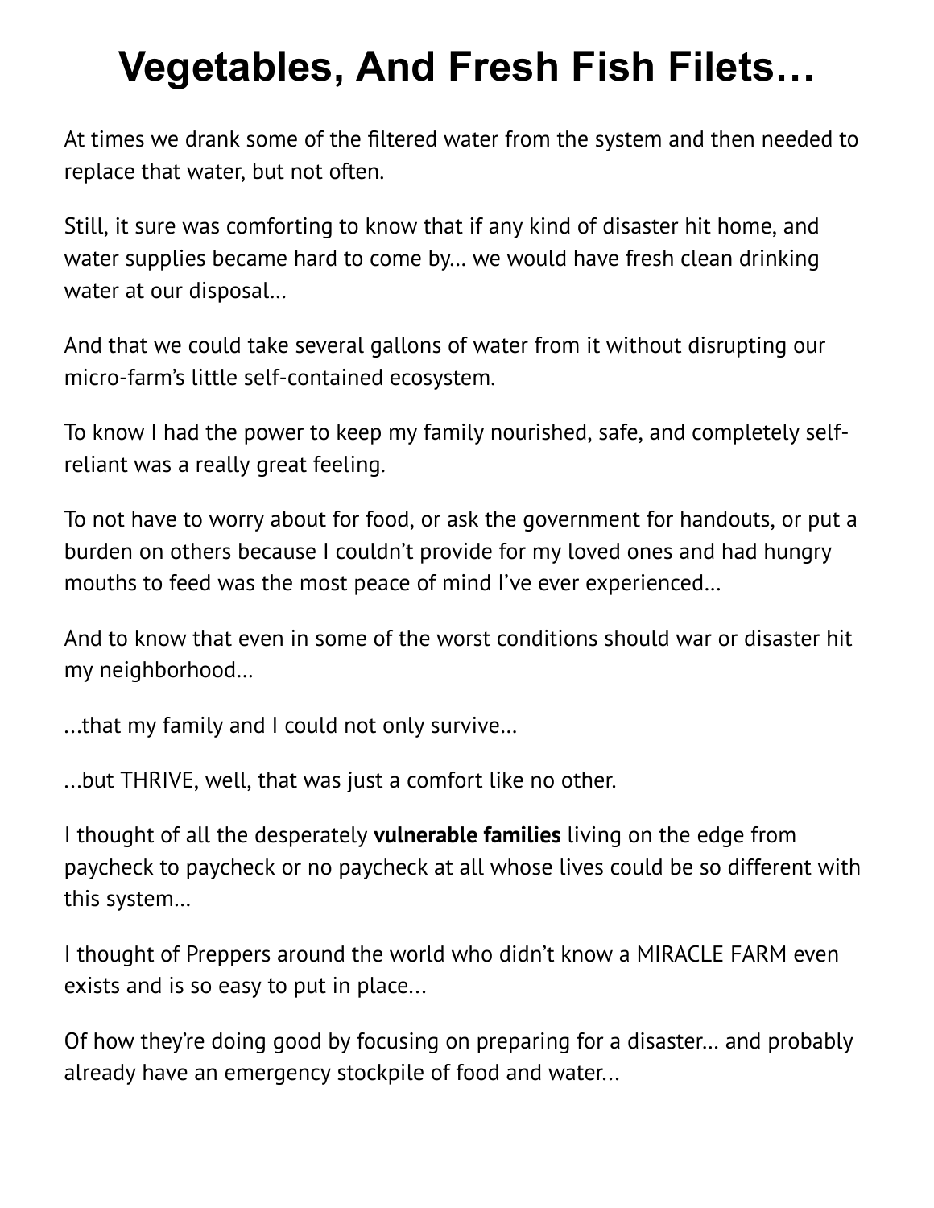# Vegetables, And Fresh Fish Filets…

At times we drank some of the filtered water from the system and then needed to replace that water, but not often.

Still, it sure was comforting to know that if any kind of disaster hit home, and water supplies became hard to come by… we would have fresh clean drinking water at our disposal…

And that we could take several gallons of water from it without disrupting our micro-farm's little self-contained ecosystem.

To know I had the power to keep my family nourished, safe, and completely self-reliant was a really great feeling.

To not have to worry about for food, or ask the government for handouts, or put a burden on others because I couldn't provide for my loved ones and had hungry mouths to feed was the most peace of mind I've ever experienced…

And to know that even in some of the worst conditions should war or disaster hit my neighborhood…

…that my family and I could not only survive…

…but THRIVE, well, that was just a comfort like no other.

I thought of all the desperately **vulnerable families** living on the edge from paycheck to paycheck or no paycheck at all whose lives could be so different with this system…

I thought of Preppers around the world who didn't know a MIRACLE FARM even exists and is so easy to put in place…

Of how they're doing good by focusing on preparing for a disaster… and probably already have an emergency stockpile of food and water…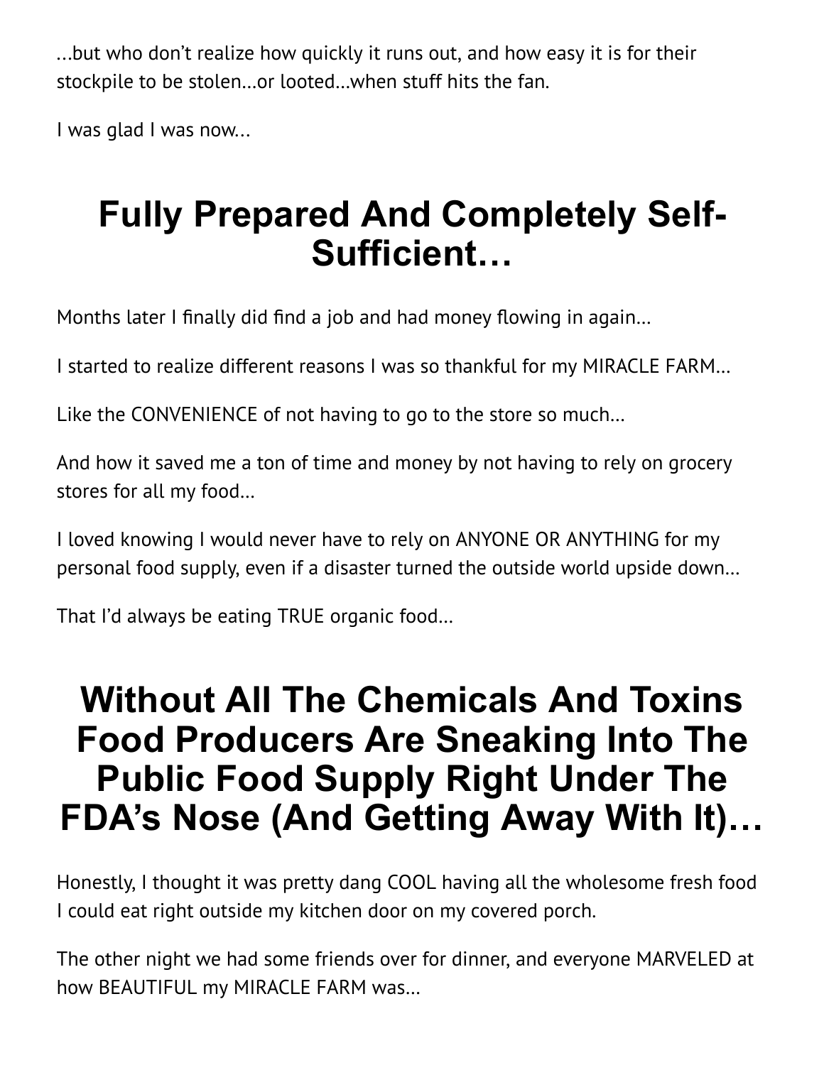…but who don't realize how quickly it runs out, and how easy it is for their stockpile to be stolen…or looted…when stuff hits the fan.

I was glad I was now…

## Fully Prepared And Completely Self-Sufficient…

Months later I finally did find a job and had money flowing in again…

I started to realize different reasons I was so thankful for my MIRACLE FARM…

Like the CONVENIENCE of not having to go to the store so much…

And how it saved me a ton of time and money by not having to rely on grocery stores for all my food…

I loved knowing I would never have to rely on ANYONE OR ANYTHING for my personal food supply, even if a disaster turned the outside world upside down…

That I'd always be eating TRUE organic food…

## Without All The Chemicals And Toxins Food Producers Are Sneaking Into The Public Food Supply Right Under The FDA's Nose (And Getting Away With It)…

Honestly, I thought it was pretty dang COOL having all the wholesome fresh food I could eat right outside my kitchen door on my covered porch.

The other night we had some friends over for dinner, and everyone MARVELED at how BEAUTIFUL my MIRACLE FARM was…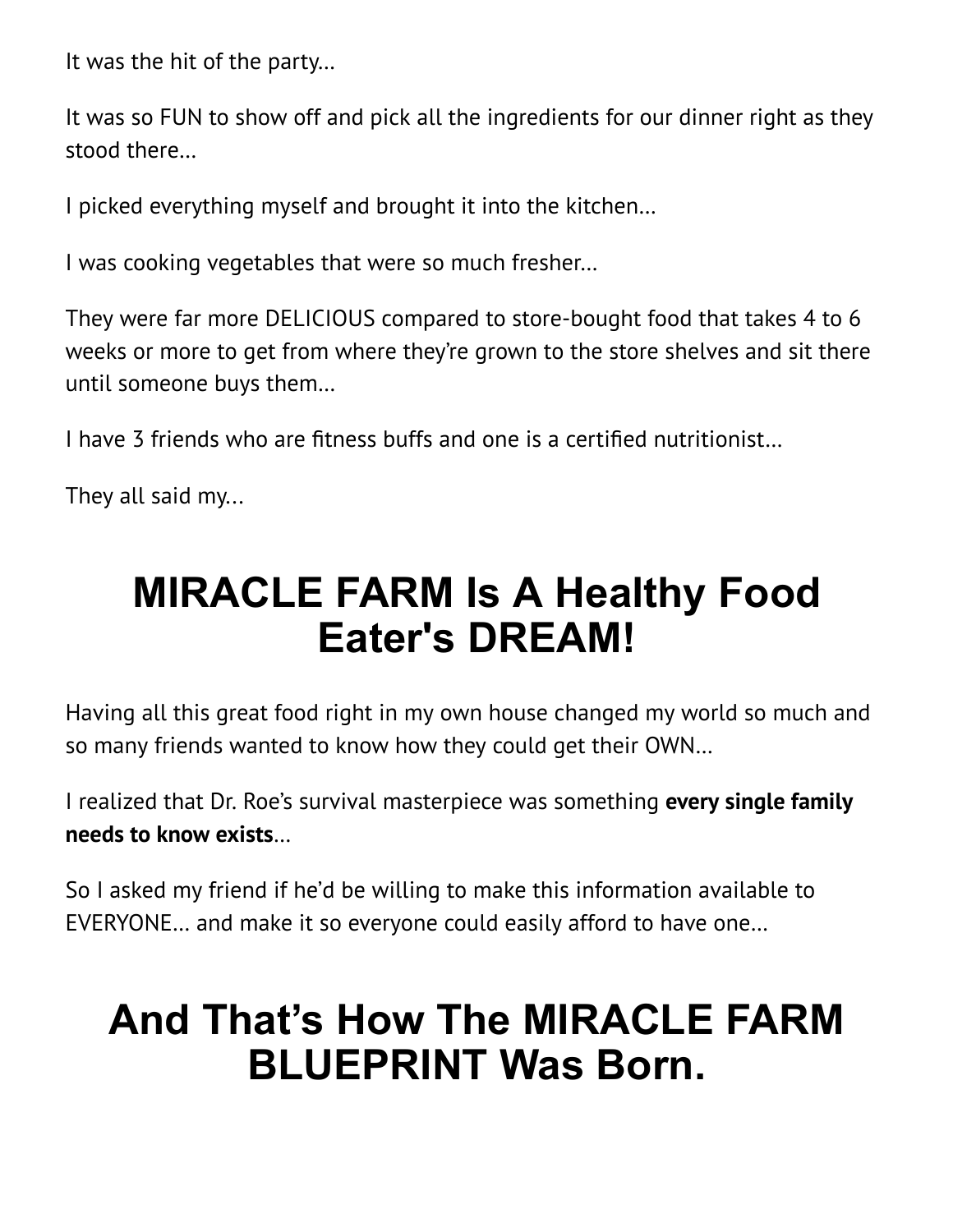It was the hit of the party…

It was so FUN to show off and pick all the ingredients for our dinner right as they stood there…

I picked everything myself and brought it into the kitchen…

I was cooking vegetables that were so much fresher…

They were far more DELICIOUS compared to store-bought food that takes 4 to 6 weeks or more to get from where they're grown to the store shelves and sit there until someone buys them…

I have 3 friends who are fitness buffs and one is a certified nutritionist…

They all said my…

## MIRACLE FARM Is A Healthy Food Eater's DREAM!

Having all this great food right in my own house changed my world so much and so many friends wanted to know how they could get their OWN…

I realized that Dr. Roe's survival masterpiece was something **every single family needs to know exists**…

So I asked my friend if he'd be willing to make this information available to EVERYONE… and make it so everyone could easily afford to have one…

## And That's How The MIRACLE FARM BLUEPRINT Was Born.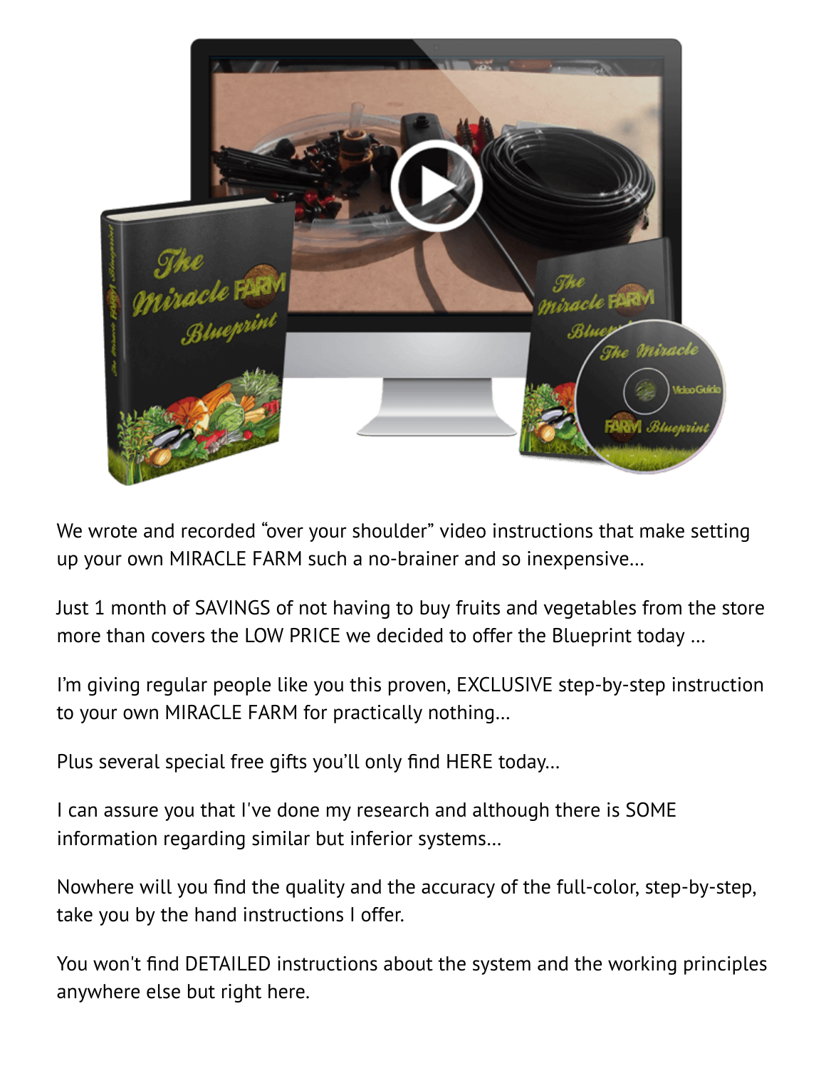We wrote and recorded “over your shoulder” video instructions that make setting up your own MIRACLE FARM such a no-brainer and so inexpensive...

Just 1 month of SAVINGS of not having to buy fruits and vegetables from the store more than covers the LOW PRICE we decided to offer the Blueprint today ...

I’m giving regular people like you this proven, EXCLUSIVE step-by-step instruction to your own MIRACLE FARM for practically nothing...

Plus several special free gifts you’ll only find HERE today...

I can assure you that I've done my research and although there is SOME information regarding similar but inferior systems...

Nowhere will you find the quality and the accuracy of the full-color, step-by-step, take you by the hand instructions I offer.

You won't find DETAILED instructions about the system and the working principles anywhere else but right here.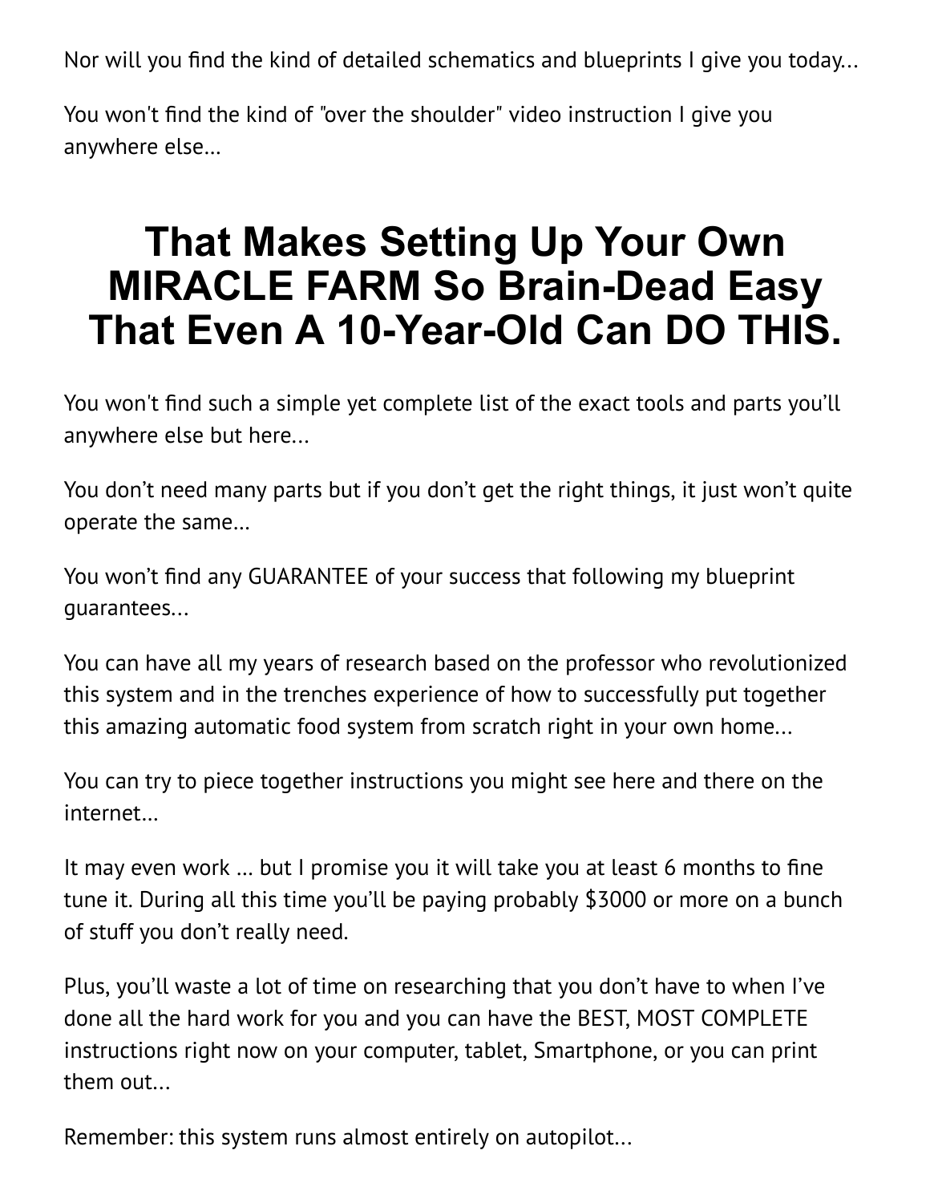Nor will you find the kind of detailed schematics and blueprints I give you today...

You won't find the kind of "over the shoulder" video instruction I give you anywhere else...

# That Makes Setting Up Your Own MIRACLE FARM So Brain-Dead Easy That Even A 10-Year-Old Can DO THIS.

You won't find such a simple yet complete list of the exact tools and parts you'll anywhere else but here...

You don't need many parts but if you don't get the right things, it just won't quite operate the same...

You won't find any GUARANTEE of your success that following my blueprint guarantees...

You can have all my years of research based on the professor who revolutionized this system and in the trenches experience of how to successfully put together this amazing automatic food system from scratch right in your own home...

You can try to piece together instructions you might see here and there on the internet...

It may even work ... but I promise you it will take you at least 6 months to fine tune it. During all this time you'll be paying probably $3000 or more on a bunch of stuff you don't really need.

Plus, you'll waste a lot of time on researching that you don't have to when I've done all the hard work for you and you can have the BEST, MOST COMPLETE instructions right now on your computer, tablet, Smartphone, or you can print them out...

Remember: this system runs almost entirely on autopilot...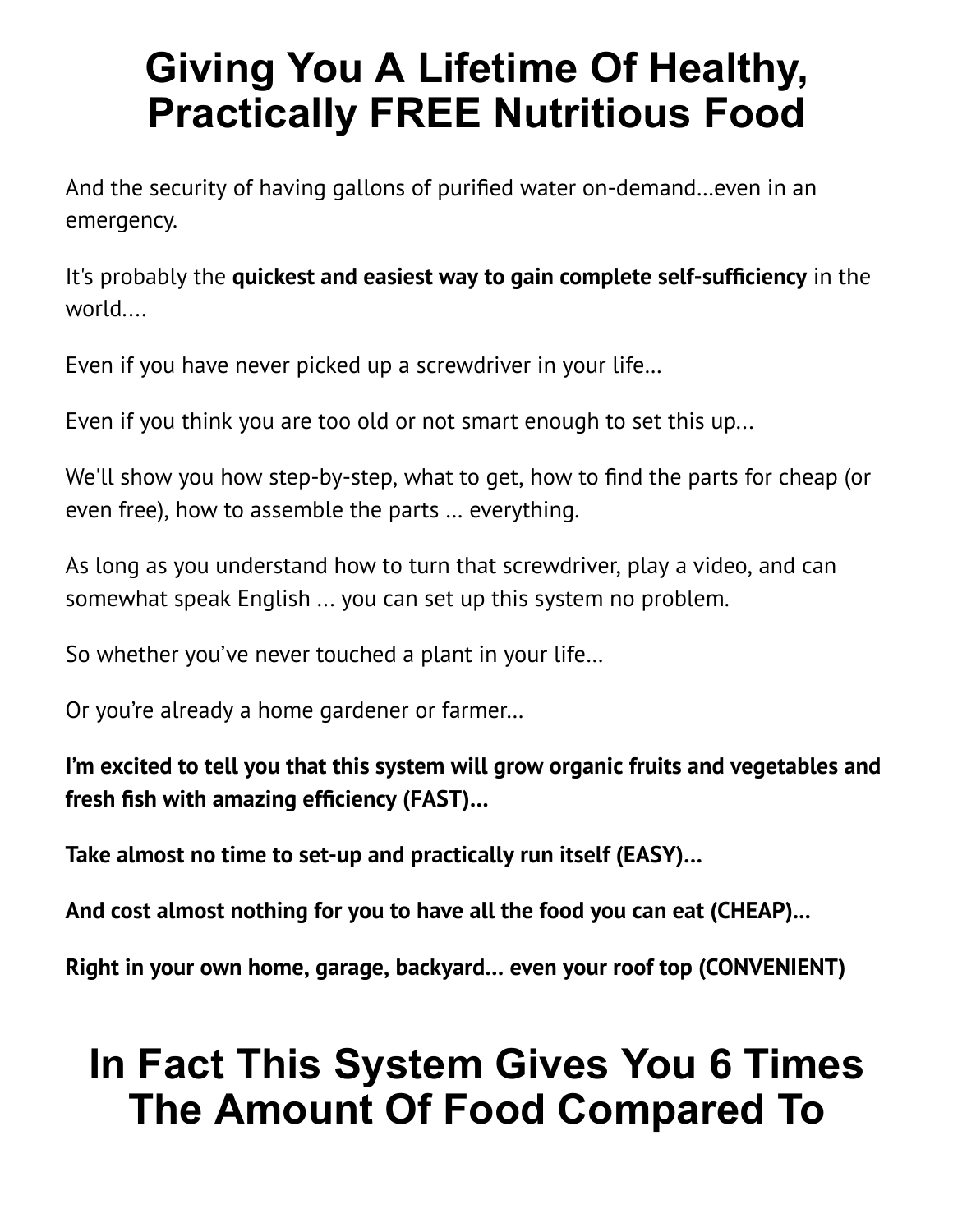# Giving You A Lifetime Of Healthy, Practically FREE Nutritious Food

And the security of having gallons of purified water on-demand...even in an emergency.

It's probably the **quickest and easiest way to gain complete self-sufficiency** in the world....

Even if you have never picked up a screwdriver in your life...

Even if you think you are too old or not smart enough to set this up...

We'll show you how step-by-step, what to get, how to find the parts for cheap (or even free), how to assemble the parts ... everything.

As long as you understand how to turn that screwdriver, play a video, and can somewhat speak English ... you can set up this system no problem.

So whether you've never touched a plant in your life...

Or you're already a home gardener or farmer...

**I'm excited to tell you that this system will grow organic fruits and vegetables and fresh fish with amazing efficiency (FAST)...**

**Take almost no time to set-up and practically run itself (EASY)...**

**And cost almost nothing for you to have all the food you can eat (CHEAP)...**

**Right in your own home, garage, backyard... even your roof top (CONVENIENT)**

# In Fact This System Gives You 6 Times The Amount Of Food Compared To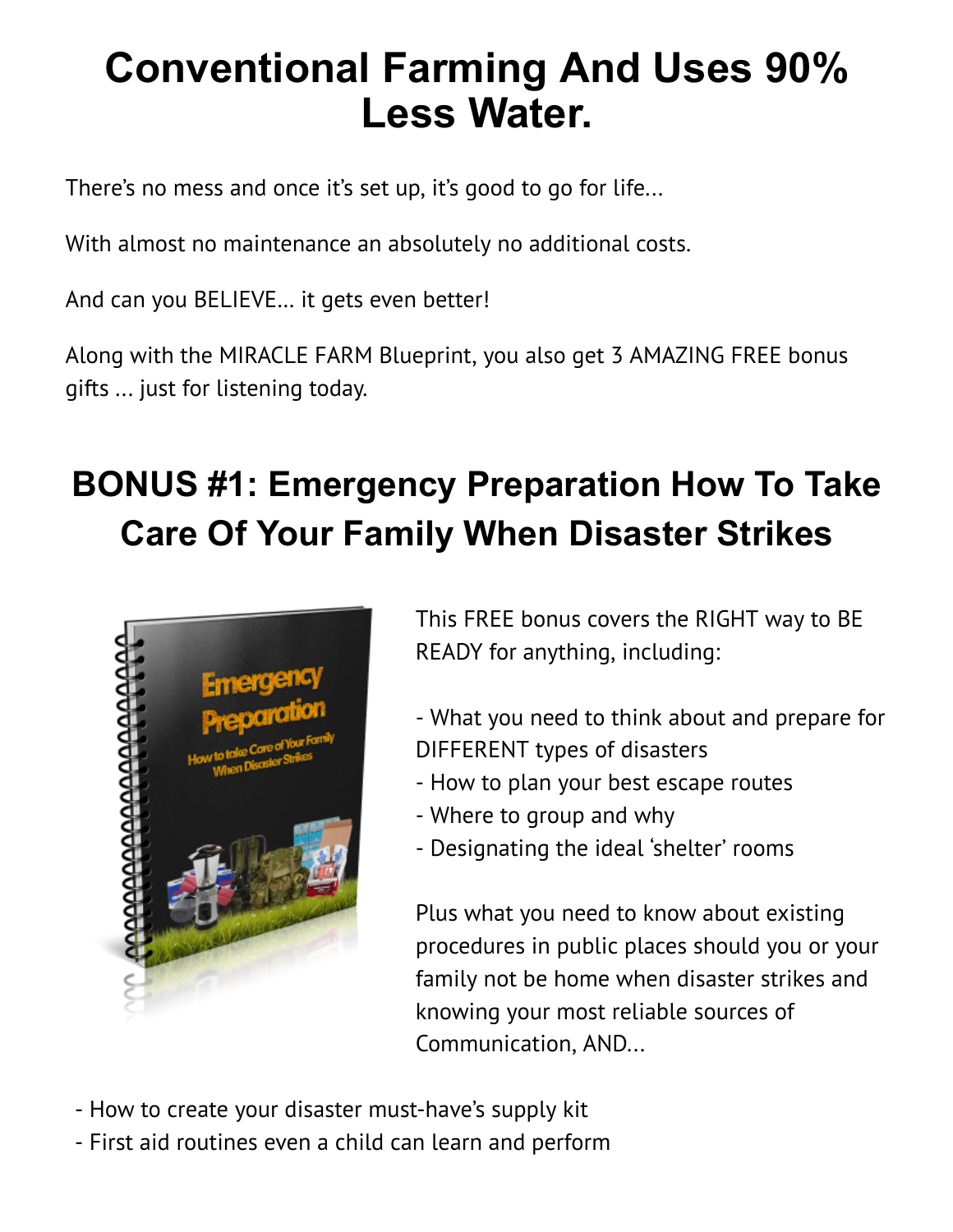# Conventional Farming And Uses 90% Less Water.

There's no mess and once it's set up, it's good to go for life...

With almost no maintenance an absolutely no additional costs.

And can you BELIEVE... it gets even better!

Along with the MIRACLE FARM Blueprint, you also get 3 AMAZING FREE bonus gifts ... just for listening today.

## BONUS #1: Emergency Preparation How To Take Care Of Your Family When Disaster Strikes

This FREE bonus covers the RIGHT way to BE READY for anything, including:

- What you need to think about and prepare for DIFFERENT types of disasters
- How to plan your best escape routes
- Where to group and why
- Designating the ideal 'shelter' rooms

Plus what you need to know about existing procedures in public places should you or your family not be home when disaster strikes and knowing your most reliable sources of Communication, AND...

- How to create your disaster must-have's supply kit
- First aid routines even a child can learn and perform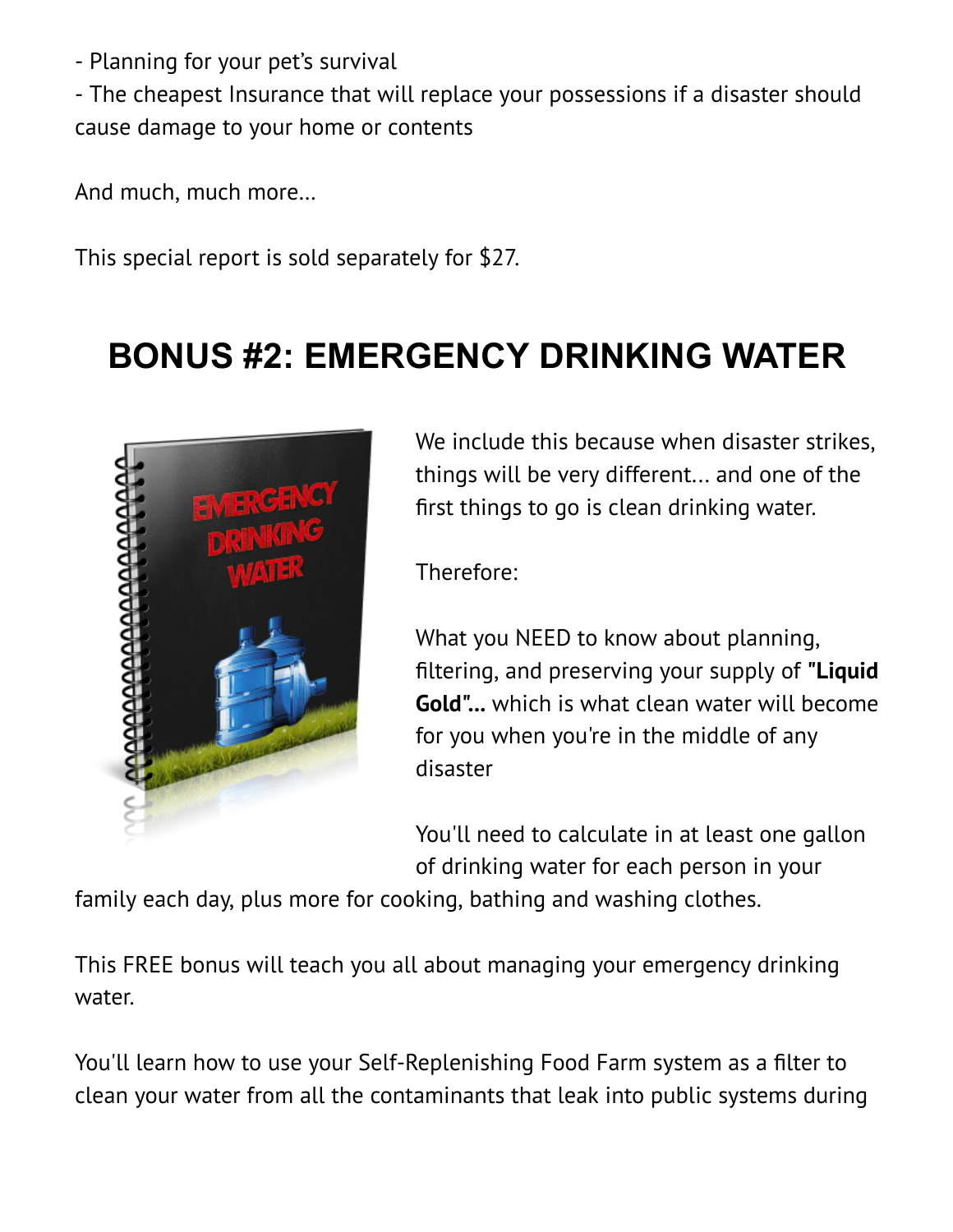- Planning for your pet's survival
- The cheapest Insurance that will replace your possessions if a disaster should cause damage to your home or contents

And much, much more...

This special report is sold separately for $27.

## BONUS #2: EMERGENCY DRINKING WATER

We include this because when disaster strikes, things will be very different... and one of the first things to go is clean drinking water.

Therefore:

What you NEED to know about planning, filtering, and preserving your supply of **"Liquid Gold"...** which is what clean water will become for you when you're in the middle of any disaster

You'll need to calculate in at least one gallon of drinking water for each person in your family each day, plus more for cooking, bathing and washing clothes.

This FREE bonus will teach you all about managing your emergency drinking water.

You'll learn how to use your Self-Replenishing Food Farm system as a filter to clean your water from all the contaminants that leak into public systems during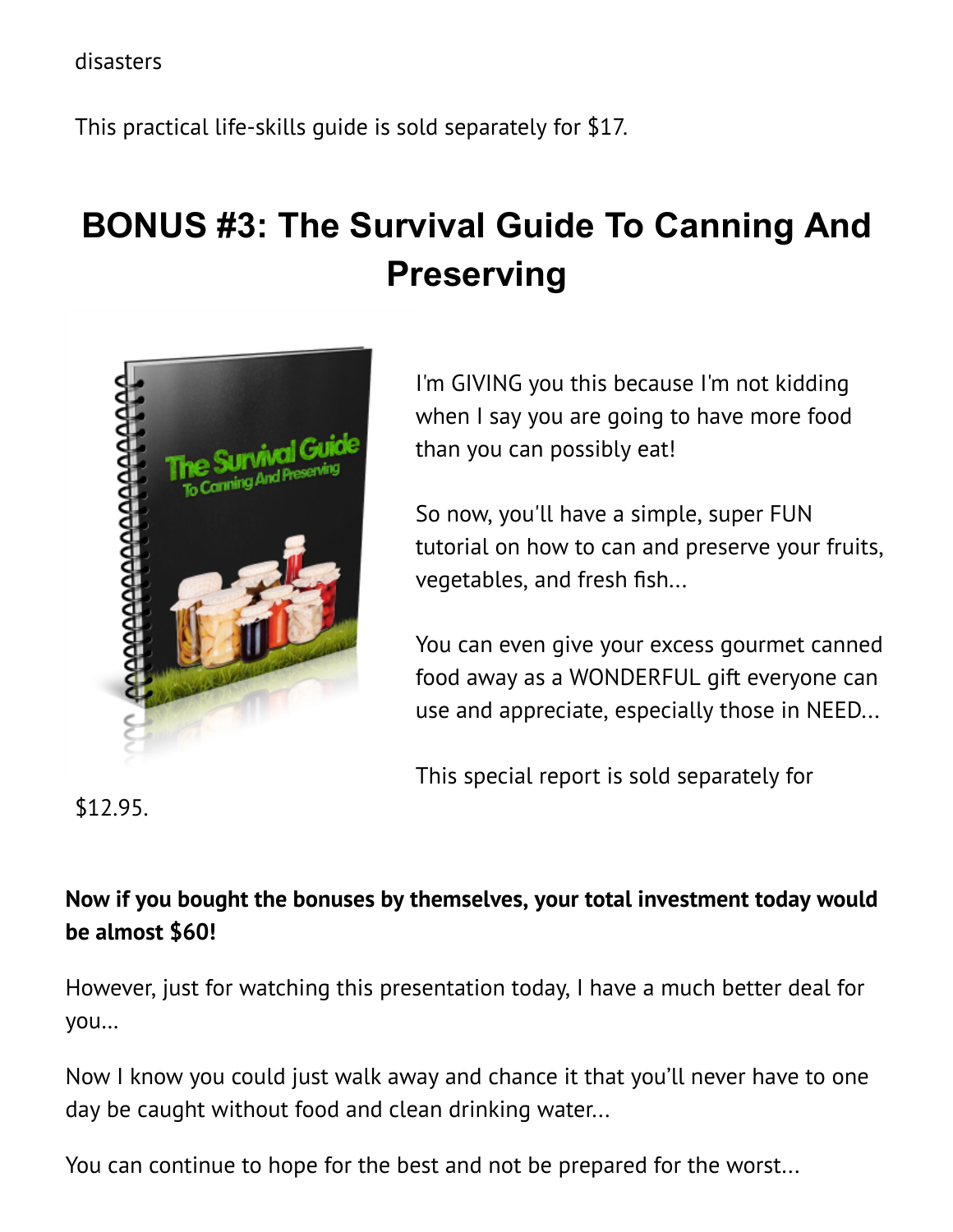disasters

This practical life-skills guide is sold separately for $17.

## BONUS #3: The Survival Guide To Canning And Preserving

I'm GIVING you this because I'm not kidding when I say you are going to have more food than you can possibly eat!

So now, you'll have a simple, super FUN tutorial on how to can and preserve your fruits, vegetables, and fresh fish...

You can even give your excess gourmet canned food away as a WONDERFUL gift everyone can use and appreciate, especially those in NEED...

This special report is sold separately for $12.95.

**Now if you bought the bonuses by themselves, your total investment today would be almost $60!**

However, just for watching this presentation today, I have a much better deal for you...

Now I know you could just walk away and chance it that you'll never have to one day be caught without food and clean drinking water...

You can continue to hope for the best and not be prepared for the worst...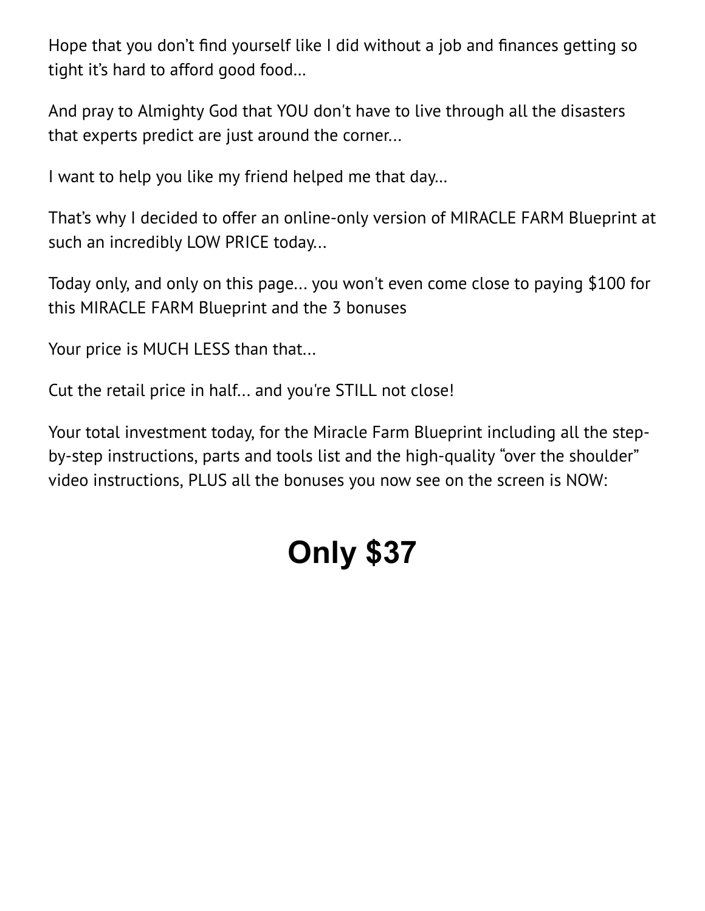Hope that you don’t find yourself like I did without a job and finances getting so tight it’s hard to afford good food…

And pray to Almighty God that YOU don't have to live through all the disasters that experts predict are just around the corner...

I want to help you like my friend helped me that day…

That’s why I decided to offer an online-only version of MIRACLE FARM Blueprint at such an incredibly LOW PRICE today...

Today only, and only on this page... you won't even come close to paying $100 for this MIRACLE FARM Blueprint and the 3 bonuses

Your price is MUCH LESS than that...

Cut the retail price in half... and you're STILL not close!

Your total investment today, for the Miracle Farm Blueprint including all the step-by-step instructions, parts and tools list and the high-quality “over the shoulder” video instructions, PLUS all the bonuses you now see on the screen is NOW:

# **Only $37**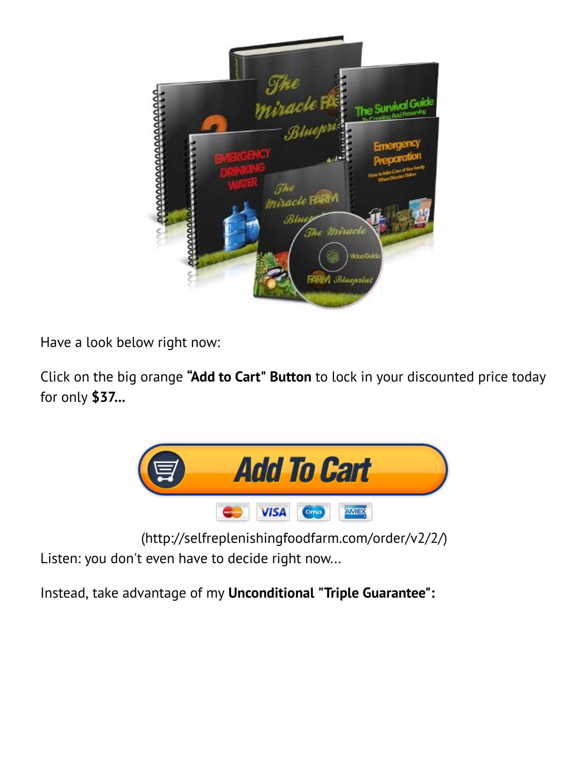Have a look below right now:

Click on the big orange **“Add to Cart" Button** to lock in your discounted price today for only **$37...**

(http://selfreplenishingfoodfarm.com/order/v2/2/)

Listen: you don't even have to decide right now...

Instead, take advantage of my **Unconditional "Triple Guarantee":**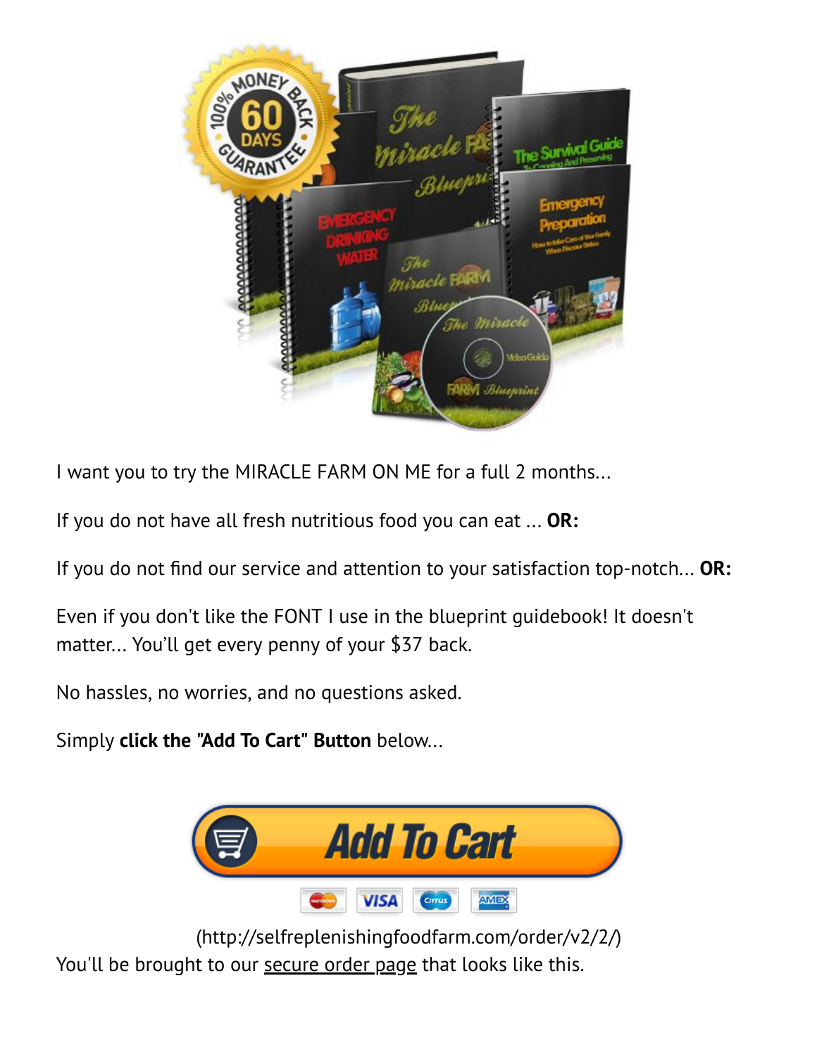I want you to try the MIRACLE FARM ON ME for a full 2 months...

If you do not have all fresh nutritious food you can eat ... **OR:**

If you do not find our service and attention to your satisfaction top-notch... **OR:**

Even if you don't like the FONT I use in the blueprint guidebook! It doesn't matter... You'll get every penny of your $37 back.

No hassles, no worries, and no questions asked.

Simply **click the "Add To Cart" Button** below...

(http://selfreplenishingfoodfarm.com/order/v2/2/)

You'll be brought to our secure order page that looks like this.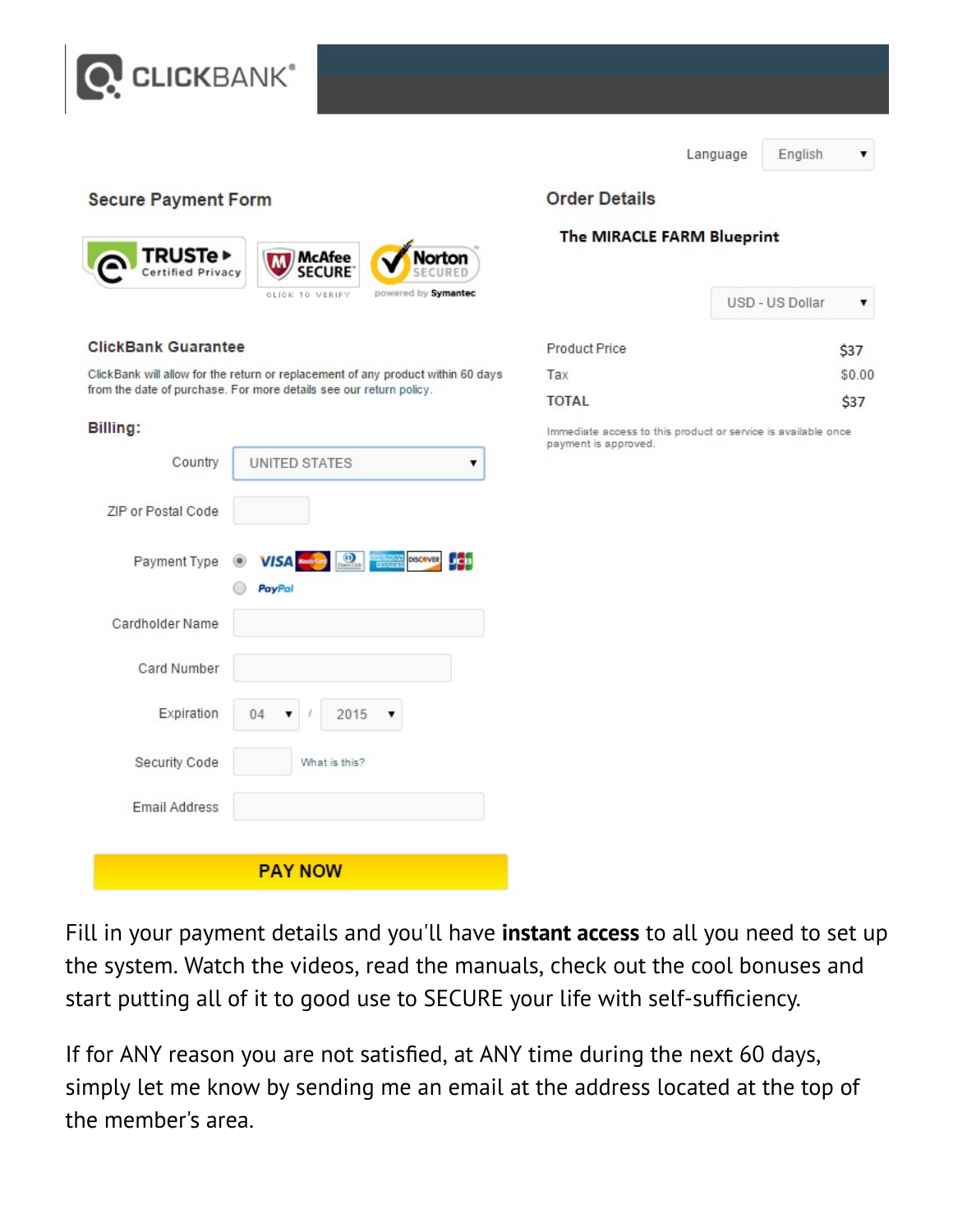CLICKBANK®

Language English

## Secure Payment Form

TRUSTe Certified Privacy | McAfee SECURE CLICK TO VERIFY | Norton SECURED powered by Symantec

### ClickBank Guarantee

ClickBank will allow for the return or replacement of any product within 60 days from the date of purchase. For more details see our return policy.

**Billing:**

Country: UNITED STATES

ZIP or Postal Code

Payment Type: VISA, MasterCard, Diners Club, American Express, Discover, JCB / PayPal

Cardholder Name

Card Number

Expiration: 04 / 2015

Security Code — What is this?

Email Address

**PAY NOW**

## Order Details

**The MIRACLE FARM Blueprint**

USD - US Dollar

| | |
|---|---|
| Product Price | $37 |
| Tax | $0.00 |
| TOTAL | $37 |

Immediate access to this product or service is available once payment is approved.

Fill in your payment details and you'll have **instant access** to all you need to set up the system. Watch the videos, read the manuals, check out the cool bonuses and start putting all of it to good use to SECURE your life with self-sufficiency.

If for ANY reason you are not satisfied, at ANY time during the next 60 days, simply let me know by sending me an email at the address located at the top of the member's area.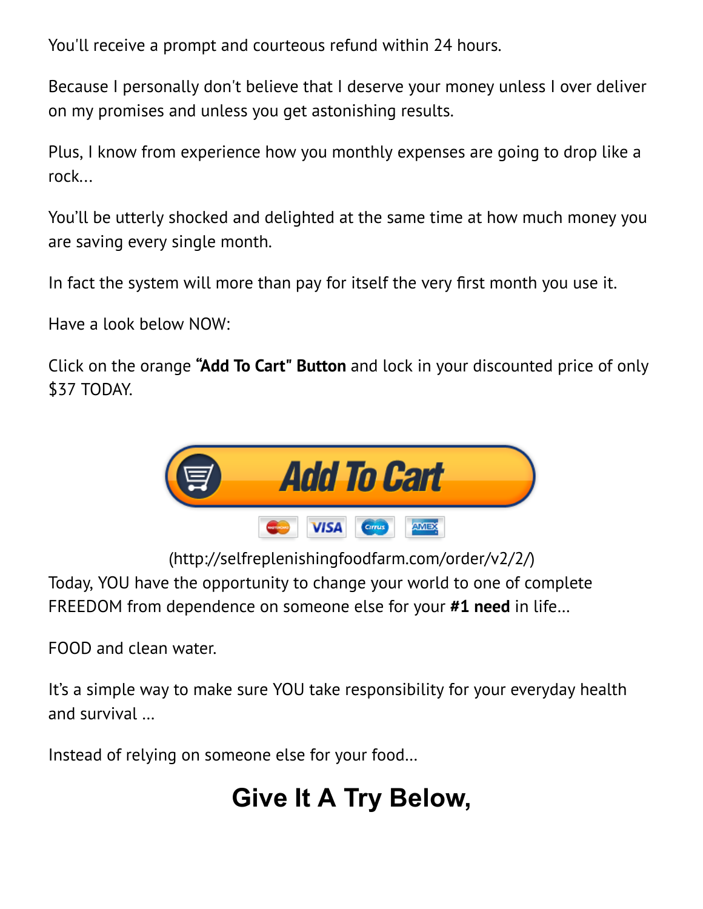You'll receive a prompt and courteous refund within 24 hours.

Because I personally don't believe that I deserve your money unless I over deliver on my promises and unless you get astonishing results.

Plus, I know from experience how you monthly expenses are going to drop like a rock...

You'll be utterly shocked and delighted at the same time at how much money you are saving every single month.

In fact the system will more than pay for itself the very first month you use it.

Have a look below NOW:

Click on the orange **"Add To Cart" Button** and lock in your discounted price of only $37 TODAY.

(http://selfreplenishingfoodfarm.com/order/v2/2/)

Today, YOU have the opportunity to change your world to one of complete FREEDOM from dependence on someone else for your **#1 need** in life...

FOOD and clean water.

It's a simple way to make sure YOU take responsibility for your everyday health and survival ...

Instead of relying on someone else for your food...

## Give It A Try Below,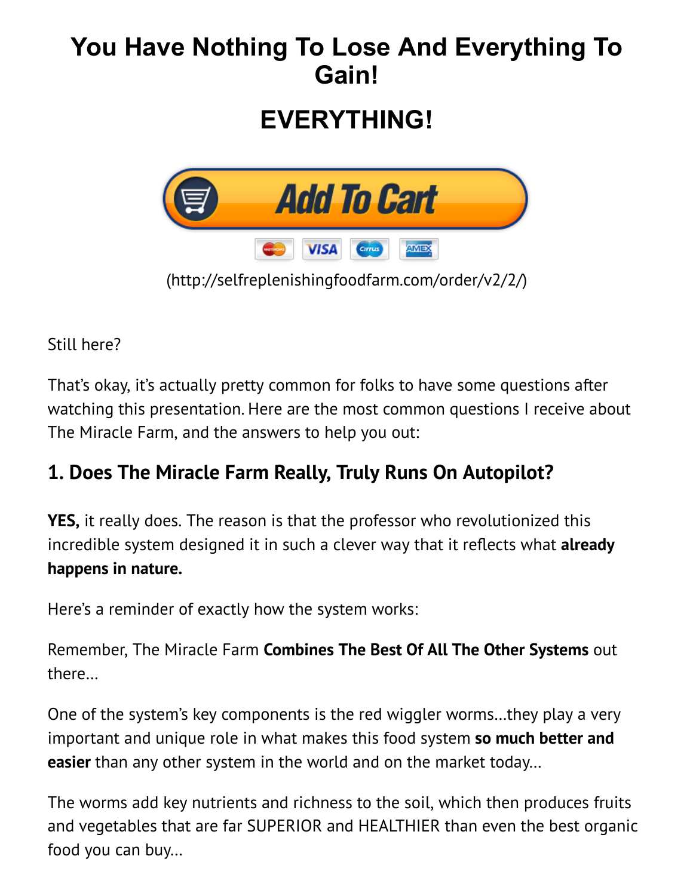# You Have Nothing To Lose And Everything To Gain!

# EVERYTHING!

(http://selfreplenishingfoodfarm.com/order/v2/2/)

Still here?

That's okay, it's actually pretty common for folks to have some questions after watching this presentation. Here are the most common questions I receive about The Miracle Farm, and the answers to help you out:

## 1. Does The Miracle Farm Really, Truly Runs On Autopilot?

**YES,** it really does. The reason is that the professor who revolutionized this incredible system designed it in such a clever way that it reflects what **already happens in nature.**

Here's a reminder of exactly how the system works:

Remember, The Miracle Farm **Combines The Best Of All The Other Systems** out there…

One of the system's key components is the red wiggler worms…they play a very important and unique role in what makes this food system **so much better and easier** than any other system in the world and on the market today…

The worms add key nutrients and richness to the soil, which then produces fruits and vegetables that are far SUPERIOR and HEALTHIER than even the best organic food you can buy…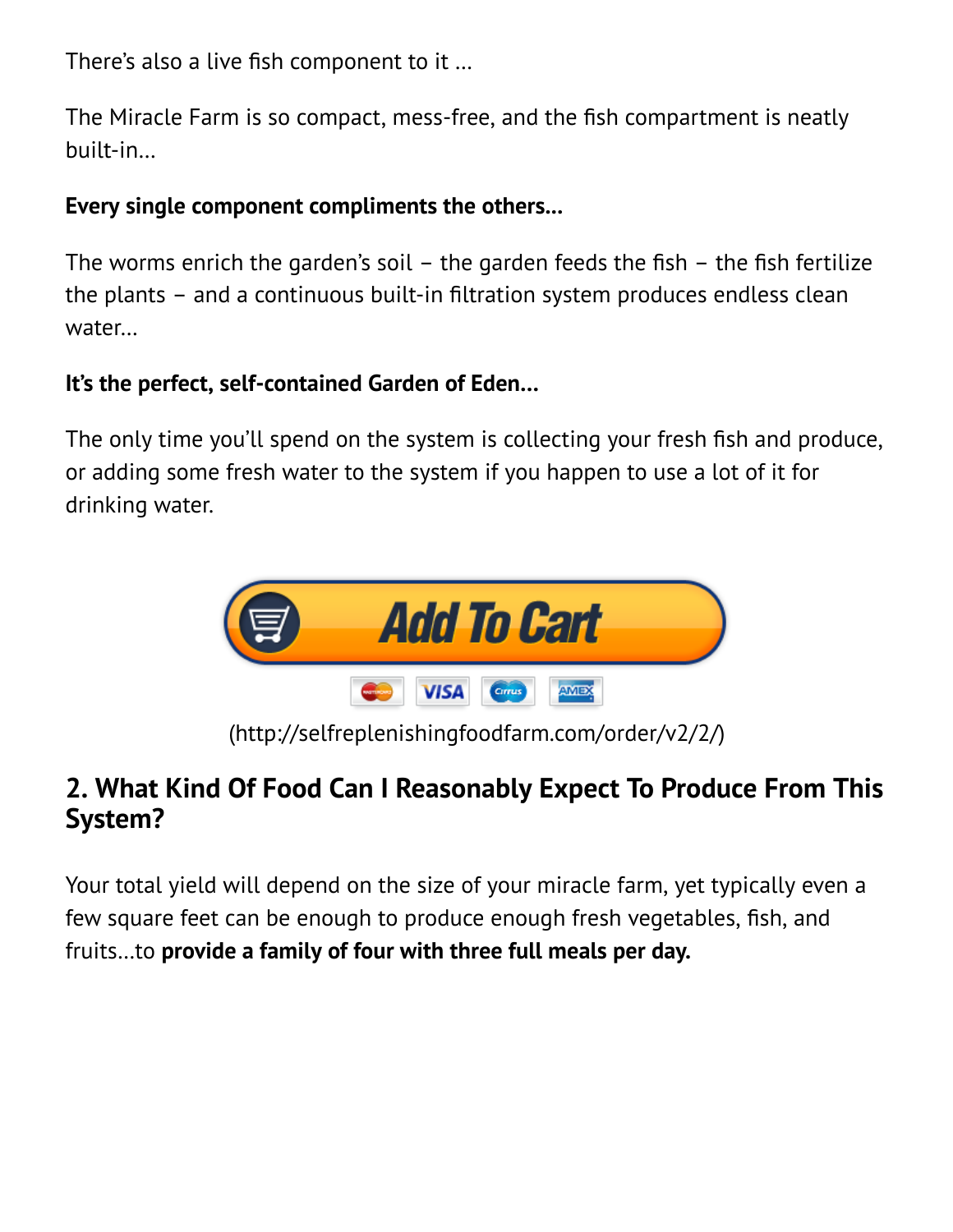There's also a live fish component to it ...

The Miracle Farm is so compact, mess-free, and the fish compartment is neatly built-in...

**Every single component compliments the others...**

The worms enrich the garden's soil – the garden feeds the fish – the fish fertilize the plants – and a continuous built-in filtration system produces endless clean water...

**It's the perfect, self-contained Garden of Eden...**

The only time you'll spend on the system is collecting your fresh fish and produce, or adding some fresh water to the system if you happen to use a lot of it for drinking water.

Add To Cart

(http://selfreplenishingfoodfarm.com/order/v2/2/)

## 2. What Kind Of Food Can I Reasonably Expect To Produce From This System?

Your total yield will depend on the size of your miracle farm, yet typically even a few square feet can be enough to produce enough fresh vegetables, fish, and fruits...to **provide a family of four with three full meals per day.**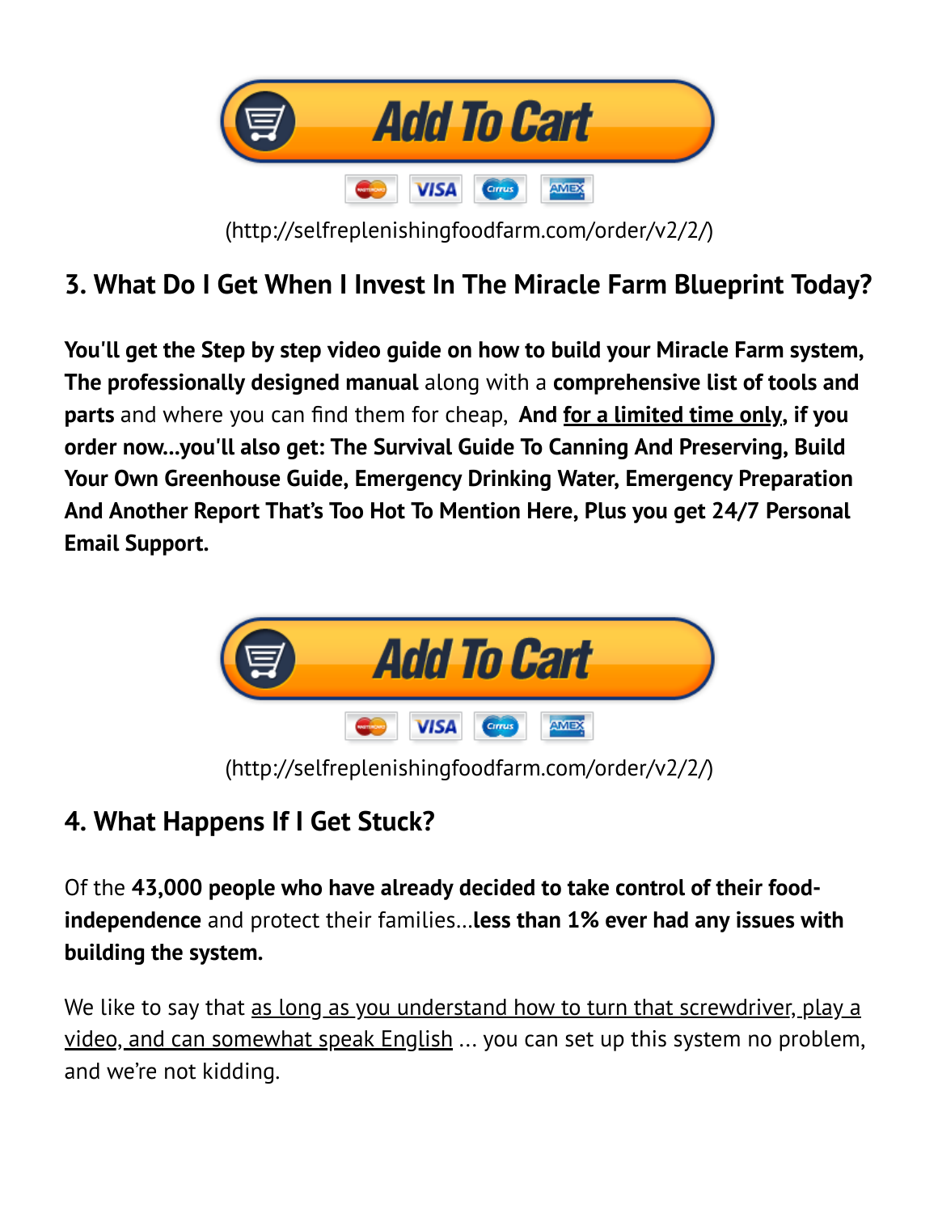(http://selfreplenishingfoodfarm.com/order/v2/2/)

## 3. What Do I Get When I Invest In The Miracle Farm Blueprint Today?

**You'll get the Step by step video guide on how to build your Miracle Farm system, The professionally designed manual** along with a **comprehensive list of tools and parts** and where you can find them for cheap, **And for a limited time only, if you order now...you'll also get: The Survival Guide To Canning And Preserving, Build Your Own Greenhouse Guide, Emergency Drinking Water, Emergency Preparation And Another Report That's Too Hot To Mention Here, Plus you get 24/7 Personal Email Support.**

(http://selfreplenishingfoodfarm.com/order/v2/2/)

## 4. What Happens If I Get Stuck?

Of the **43,000 people who have already decided to take control of their food-independence** and protect their families...**less than 1% ever had any issues with building the system.**

We like to say that as long as you understand how to turn that screwdriver, play a video, and can somewhat speak English ... you can set up this system no problem, and we're not kidding.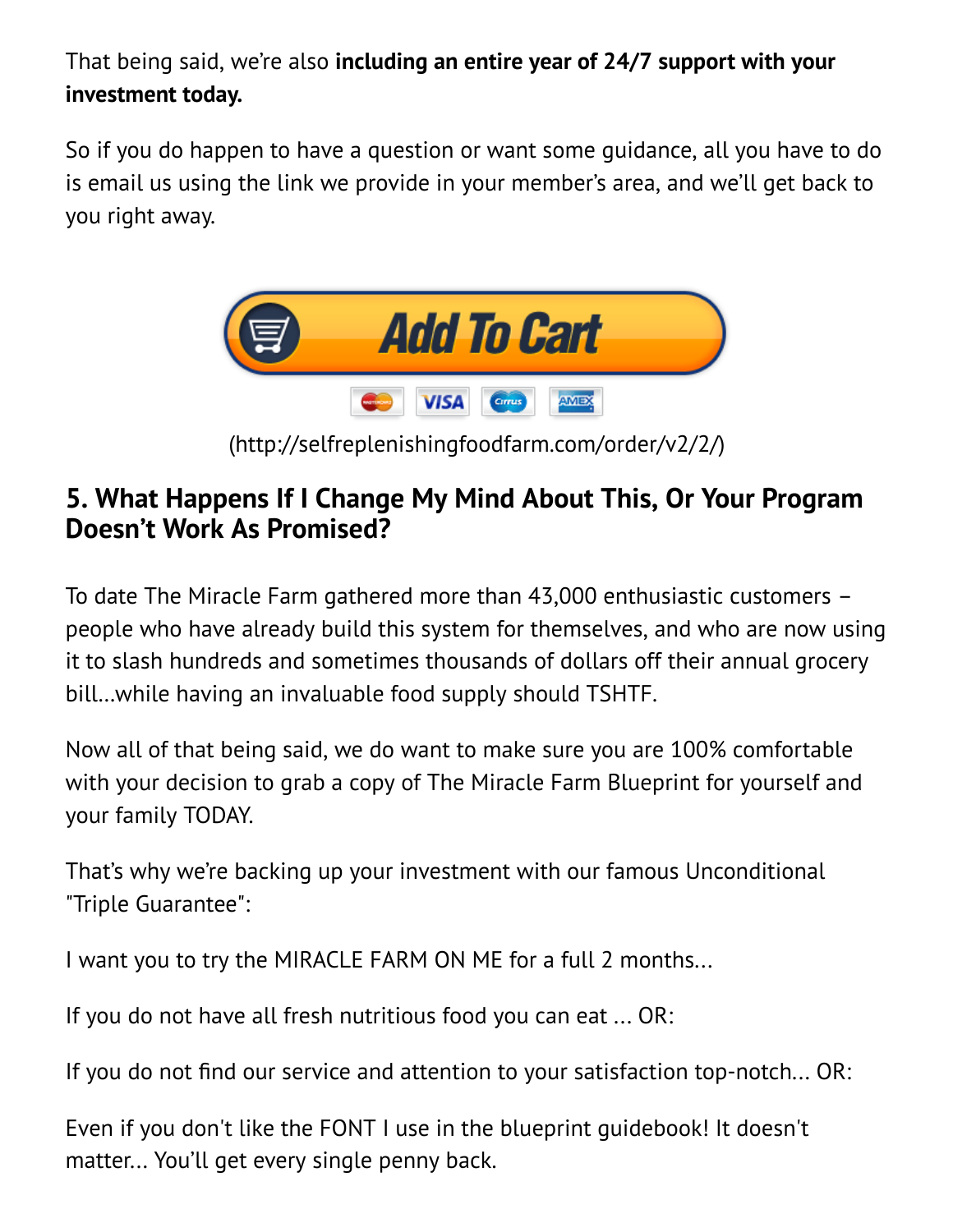That being said, we're also **including an entire year of 24/7 support with your investment today.**

So if you do happen to have a question or want some guidance, all you have to do is email us using the link we provide in your member's area, and we'll get back to you right away.

Add To Cart

(http://selfreplenishingfoodfarm.com/order/v2/2/)

## 5. What Happens If I Change My Mind About This, Or Your Program Doesn't Work As Promised?

To date The Miracle Farm gathered more than 43,000 enthusiastic customers – people who have already build this system for themselves, and who are now using it to slash hundreds and sometimes thousands of dollars off their annual grocery bill...while having an invaluable food supply should TSHTF.

Now all of that being said, we do want to make sure you are 100% comfortable with your decision to grab a copy of The Miracle Farm Blueprint for yourself and your family TODAY.

That's why we're backing up your investment with our famous Unconditional "Triple Guarantee":

I want you to try the MIRACLE FARM ON ME for a full 2 months...

If you do not have all fresh nutritious food you can eat ... OR:

If you do not find our service and attention to your satisfaction top-notch... OR:

Even if you don't like the FONT I use in the blueprint guidebook! It doesn't matter... You'll get every single penny back.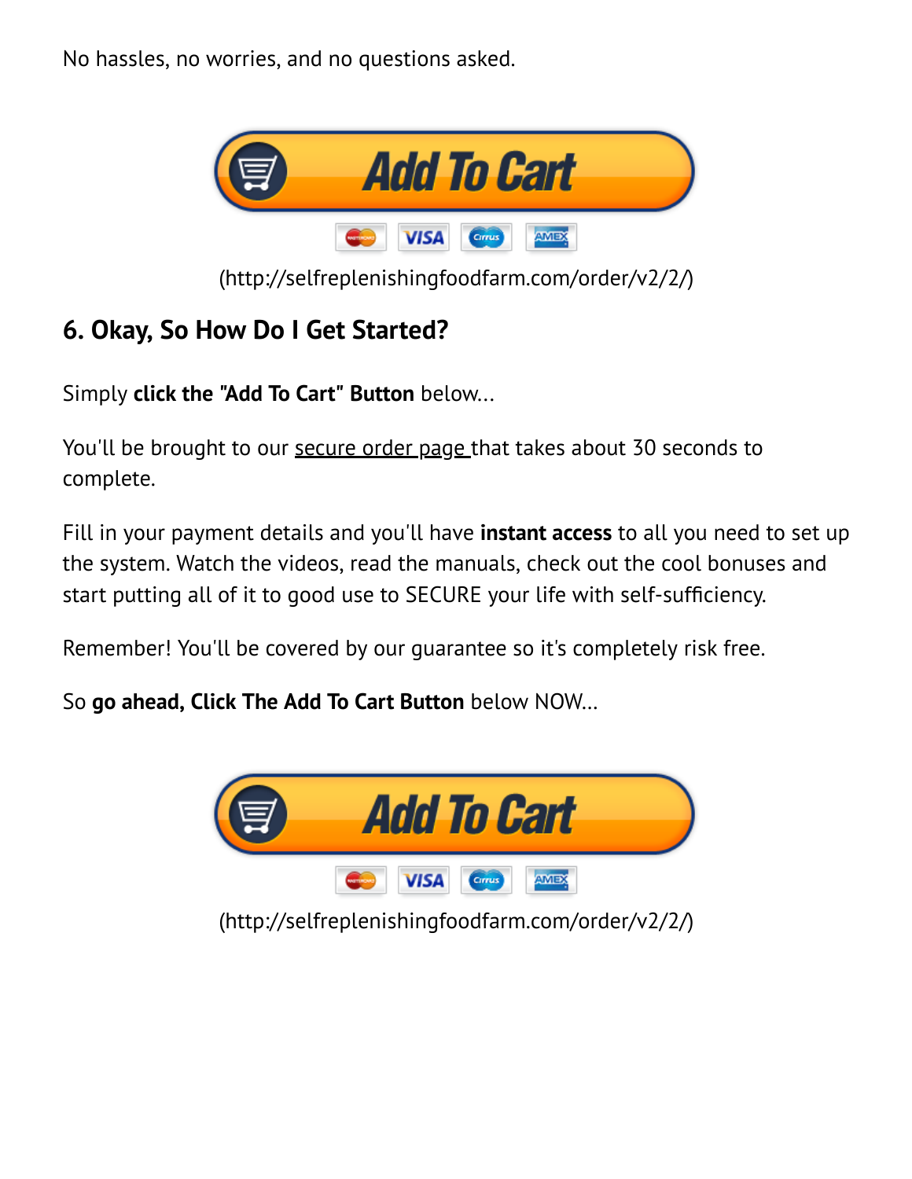No hassles, no worries, and no questions asked.

(http://selfreplenishingfoodfarm.com/order/v2/2/)

## 6. Okay, So How Do I Get Started?

Simply **click the "Add To Cart" Button** below...

You'll be brought to our secure order page that takes about 30 seconds to complete.

Fill in your payment details and you'll have **instant access** to all you need to set up the system. Watch the videos, read the manuals, check out the cool bonuses and start putting all of it to good use to SECURE your life with self-sufficiency.

Remember! You'll be covered by our guarantee so it's completely risk free.

So **go ahead, Click The Add To Cart Button** below NOW...

(http://selfreplenishingfoodfarm.com/order/v2/2/)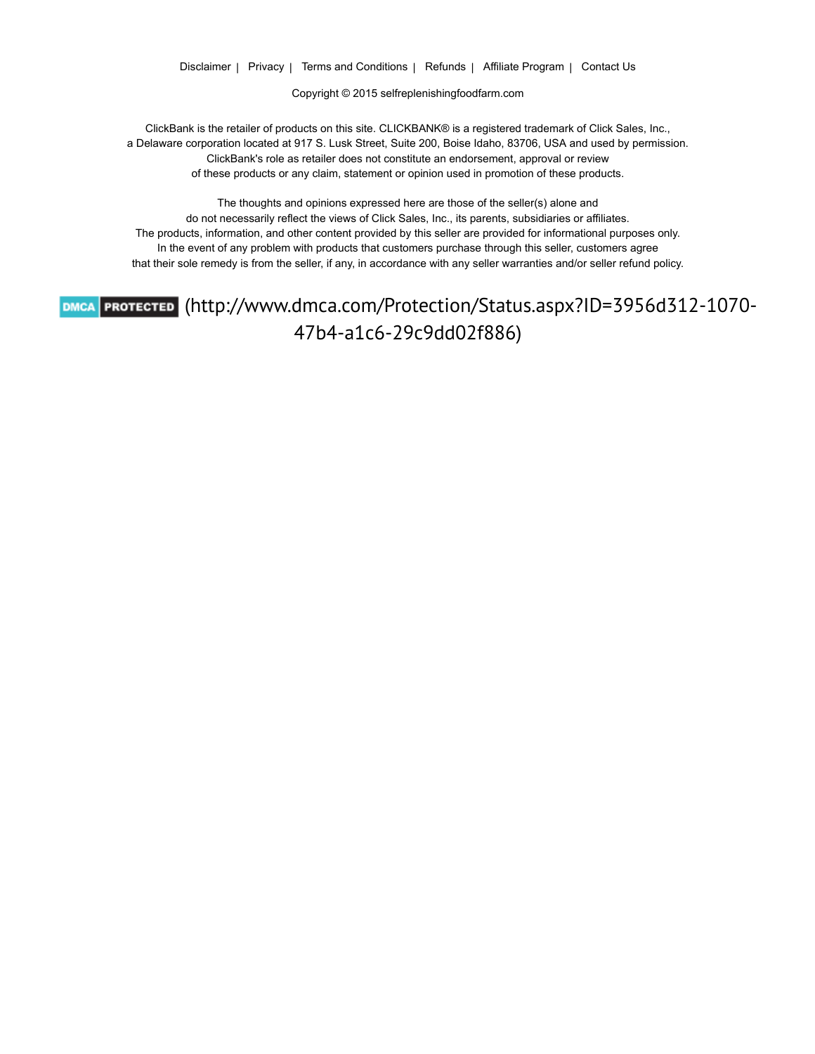Disclaimer | Privacy | Terms and Conditions | Refunds | Affiliate Program | Contact Us

Copyright © 2015 selfreplenishingfoodfarm.com

ClickBank is the retailer of products on this site. CLICKBANK® is a registered trademark of Click Sales, Inc., a Delaware corporation located at 917 S. Lusk Street, Suite 200, Boise Idaho, 83706, USA and used by permission. ClickBank's role as retailer does not constitute an endorsement, approval or review of these products or any claim, statement or opinion used in promotion of these products.

The thoughts and opinions expressed here are those of the seller(s) alone and do not necessarily reflect the views of Click Sales, Inc., its parents, subsidiaries or affiliates. The products, information, and other content provided by this seller are provided for informational purposes only. In the event of any problem with products that customers purchase through this seller, customers agree that their sole remedy is from the seller, if any, in accordance with any seller warranties and/or seller refund policy.

DMCA PROTECTED (http://www.dmca.com/Protection/Status.aspx?ID=3956d312-1070-47b4-a1c6-29c9dd02f886)